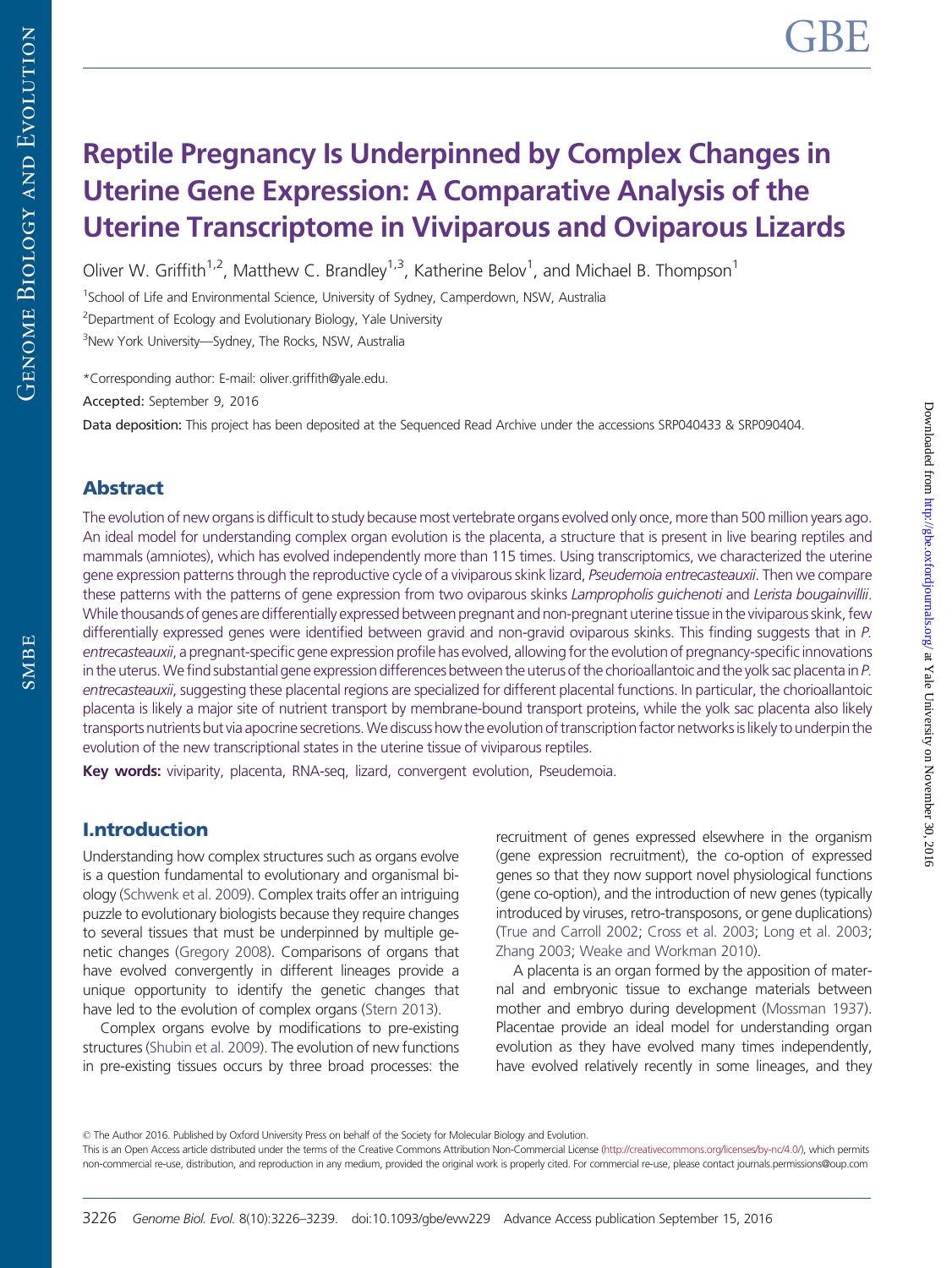# Reptile Pregnancy Is Underpinned by Complex Changes in Uterine Gene Expression: A Comparative Analysis of the Uterine Transcriptome in Viviparous and Oviparous Lizards

Oliver W. Griffith[1,2], Matthew C. Brandley[1,3], Katherine Belov[1], and Michael B. Thompson[1]

[1]School of Life and Environmental Science, University of Sydney, Camperdown, NSW, Australia

[2]Department of Ecology and Evolutionary Biology, Yale University

[3]New York University—Sydney, The Rocks, NSW, Australia

*Corresponding author: E-mail: oliver.griffith@yale.edu.

**Accepted:** September 9, 2016

**Data deposition:** This project has been deposited at the Sequenced Read Archive under the accessions SRP040433 & SRP090404.

## Abstract

The evolution of new organs is difficult to study because most vertebrate organs evolved only once, more than 500 million years ago. An ideal model for understanding complex organ evolution is the placenta, a structure that is present in live bearing reptiles and mammals (amniotes), which has evolved independently more than 115 times. Using transcriptomics, we characterized the uterine gene expression patterns through the reproductive cycle of a viviparous skink lizard, *Pseudemoia entrecasteauxii*. Then we compare these patterns with the patterns of gene expression from two oviparous skinks *Lampropholis guichenoti* and *Lerista bougainvillii*. While thousands of genes are differentially expressed between pregnant and non-pregnant uterine tissue in the viviparous skink, few differentially expressed genes were identified between gravid and non-gravid oviparous skinks. This finding suggests that in *P. entrecasteauxii*, a pregnant-specific gene expression profile has evolved, allowing for the evolution of pregnancy-specific innovations in the uterus. We find substantial gene expression differences between the uterus of the chorioallantoic and the yolk sac placenta in *P. entrecasteauxii*, suggesting these placental regions are specialized for different placental functions. In particular, the chorioallantoic placenta is likely a major site of nutrient transport by membrane-bound transport proteins, while the yolk sac placenta also likely transports nutrients but via apocrine secretions. We discuss how the evolution of transcription factor networks is likely to underpin the evolution of the new transcriptional states in the uterine tissue of viviparous reptiles.

**Key words:** viviparity, placenta, RNA-seq, lizard, convergent evolution, Pseudemoia.

## I.ntroduction

Understanding how complex structures such as organs evolve is a question fundamental to evolutionary and organismal biology (Schwenk et al. 2009). Complex traits offer an intriguing puzzle to evolutionary biologists because they require changes to several tissues that must be underpinned by multiple genetic changes (Gregory 2008). Comparisons of organs that have evolved convergently in different lineages provide a unique opportunity to identify the genetic changes that have led to the evolution of complex organs (Stern 2013).

Complex organs evolve by modifications to pre-existing structures (Shubin et al. 2009). The evolution of new functions in pre-existing tissues occurs by three broad processes: the recruitment of genes expressed elsewhere in the organism (gene expression recruitment), the co-option of expressed genes so that they now support novel physiological functions (gene co-option), and the introduction of new genes (typically introduced by viruses, retro-transposons, or gene duplications) (True and Carroll 2002; Cross et al. 2003; Long et al. 2003; Zhang 2003; Weake and Workman 2010).

A placenta is an organ formed by the apposition of maternal and embryonic tissue to exchange materials between mother and embryo during development (Mossman 1937). Placentae provide an ideal model for understanding organ evolution as they have evolved many times independently, have evolved relatively recently in some lineages, and they

© The Author 2016. Published by Oxford University Press on behalf of the Society for Molecular Biology and Evolution.
This is an Open Access article distributed under the terms of the Creative Commons Attribution Non-Commercial License (http://creativecommons.org/licenses/by-nc/4.0/), which permits non-commercial re-use, distribution, and reproduction in any medium, provided the original work is properly cited. For commercial re-use, please contact journals.permissions@oup.com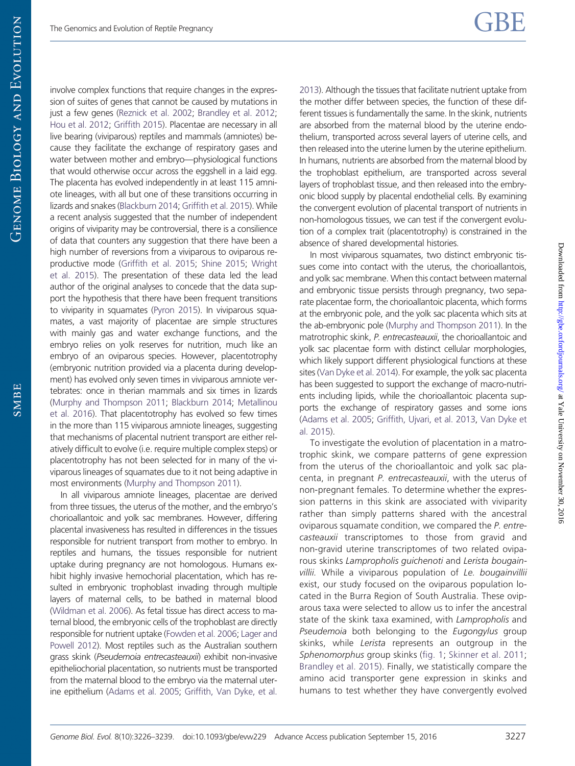involve complex functions that require changes in the expression of suites of genes that cannot be caused by mutations in just a few genes (Reznick et al. 2002; Brandley et al. 2012; Hou et al. 2012; Griffith 2015). Placentae are necessary in all live bearing (viviparous) reptiles and mammals (amniotes) because they facilitate the exchange of respiratory gases and water between mother and embryo—physiological functions that would otherwise occur across the eggshell in a laid egg. The placenta has evolved independently in at least 115 amniote lineages, with all but one of these transitions occurring in lizards and snakes (Blackburn 2014; Griffith et al. 2015). While a recent analysis suggested that the number of independent origins of viparity may be controversial, there is a consilience of data that counters any suggestion that there have been a high number of reversions from a viviparous to oviparous reproductive mode (Griffith et al. 2015; Shine 2015; Wright et al. 2015). The presentation of these data led the lead author of the original analyses to concede that the data support the hypothesis that there have been frequent transitions to viviparity in squamates (Pyron 2015). In viviparous squamates, a vast majority of placentae are simple structures with mainly gas and water exchange functions, and the embryo relies on yolk reserves for nutrition, much like an embryo of an oviparous species. However, placentotrophy (embryonic nutrition provided via a placenta during development) has evolved only seven times in viviparous amniote vertebrates: once in therian mammals and six times in lizards (Murphy and Thompson 2011; Blackburn 2014; Metallinou et al. 2016). That placentotrophy has evolved so few times in the more than 115 viviparous amniote lineages, suggesting that mechanisms of placental nutrient transport are either relatively difficult to evolve (i.e. require multiple complex steps) or placentotrophy has not been selected for in many of the viviparous lineages of squamates due to it not being adaptive in most environments (Murphy and Thompson 2011).

In all viviparous amniote lineages, placentae are derived from three tissues, the uterus of the mother, and the embryo's chorioallantoic and yolk sac membranes. However, differing placental invasiveness has resulted in differences in the tissues responsible for nutrient transport from mother to embryo. In reptiles and humans, the tissues responsible for nutrient uptake during pregnancy are not homologous. Humans exhibit highly invasive hemochorial placentation, which has resulted in embryonic trophoblast invading through multiple layers of maternal cells, to be bathed in maternal blood (Wildman et al. 2006). As fetal tissue has direct access to maternal blood, the embryonic cells of the trophoblast are directly responsible for nutrient uptake (Fowden et al. 2006; Lager and Powell 2012). Most reptiles such as the Australian southern grass skink (*Pseudemoia entrecasteauxii*) exhibit non-invasive epitheliochorial placentation, so nutrients must be transported from the maternal blood to the embryo via the maternal uterine epithelium (Adams et al. 2005; Griffith, Van Dyke, et al. 2013). Although the tissues that facilitate nutrient uptake from the mother differ between species, the function of these different tissues is fundamentally the same. In the skink, nutrients are absorbed from the maternal blood by the uterine endothelium, transported across several layers of uterine cells, and then released into the uterine lumen by the uterine epithelium. In humans, nutrients are absorbed from the maternal blood by the trophoblast epithelium, are transported across several layers of trophoblast tissue, and then released into the embryonic blood supply by placental endothelial cells. By examining the convergent evolution of placental transport of nutrients in non-homologous tissues, we can test if the convergent evolution of a complex trait (placentotrophy) is constrained in the absence of shared developmental histories.

In most viviparous squamates, two distinct embryonic tissues come into contact with the uterus, the chorioallantois, and yolk sac membrane. When this contact between maternal and embryonic tissue persists through pregnancy, two separate placentae form, the chorioallantoic placenta, which forms at the embryonic pole, and the yolk sac placenta which sits at the ab-embryonic pole (Murphy and Thompson 2011). In the matrotrophic skink, *P. entrecasteauxii*, the chorioallantoic and yolk sac placentae form with distinct cellular morphologies, which likely support different physiological functions at these sites (Van Dyke et al. 2014). For example, the yolk sac placenta has been suggested to support the exchange of macro-nutrients including lipids, while the chorioallantoic placenta supports the exchange of respiratory gasses and some ions (Adams et al. 2005; Griffith, Ujvari, et al. 2013, Van Dyke et al. 2015).

To investigate the evolution of placentation in a matrotrophic skink, we compare patterns of gene expression from the uterus of the chorioallantoic and yolk sac placenta, in pregnant *P. entrecasteauxii*, with the uterus of non-pregnant females. To determine whether the expression patterns in this skink are associated with viviparity rather than simply patterns shared with the ancestral oviparous squamate condition, we compared the *P. entrecasteauxii* transcriptomes to those from gravid and non-gravid uterine transcriptomes of two related oviparous skinks *Lampropholis guichenoti* and *Lerista bougainvillii*. While a viviparous population of *Le. bougainvillii* exist, our study focused on the oviparous population located in the Burra Region of South Australia. These oviparous taxa were selected to allow us to infer the ancestral state of the skink taxa examined, with *Lampropholis* and *Pseudemoia* both belonging to the *Eugongylus* group skinks, while *Lerista* represents an outgroup in the *Sphenomorphus* group skinks (fig. 1; Skinner et al. 2011; Brandley et al. 2015). Finally, we statistically compare the amino acid transporter gene expression in skinks and humans to test whether they have convergently evolved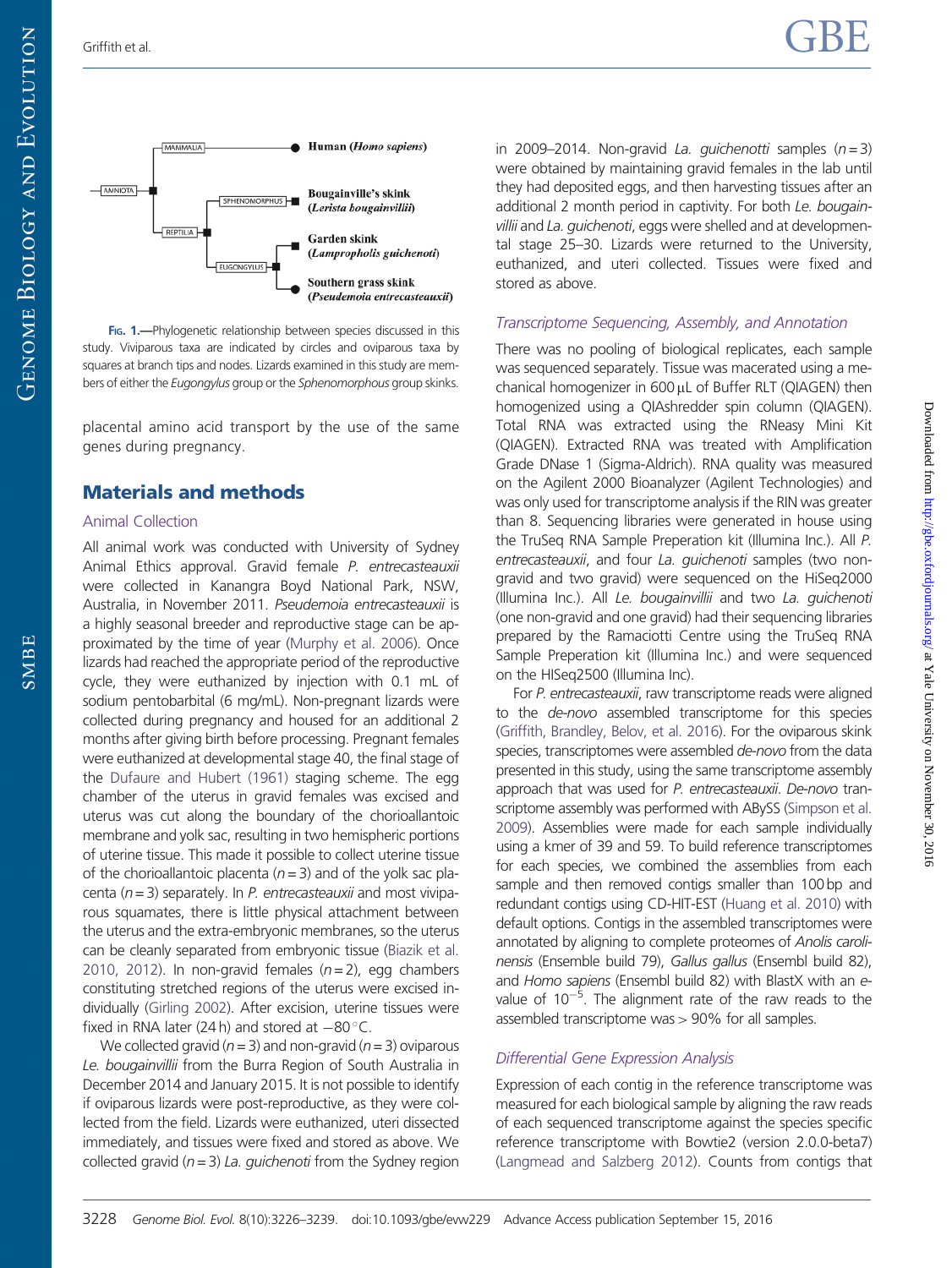Fig. 1.—Phylogenetic relationship between species discussed in this study. Viviparous taxa are indicated by circles and oviparous taxa by squares at branch tips and nodes. Lizards examined in this study are members of either the *Eugongylus* group or the *Sphenomorphus* group skinks.

placental amino acid transport by the use of the same genes during pregnancy.

## Materials and methods

### Animal Collection

All animal work was conducted with University of Sydney Animal Ethics approval. Gravid female *P. entrecasteauxii* were collected in Kanangra Boyd National Park, NSW, Australia, in November 2011. *Pseudemoia entrecasteauxii* is a highly seasonal breeder and reproductive stage can be approximated by the time of year (Murphy et al. 2006). Once lizards had reached the appropriate period of the reproductive cycle, they were euthanized by injection with 0.1 mL of sodium pentobarbital (6 mg/mL). Non-pregnant lizards were collected during pregnancy and housed for an additional 2 months after giving birth before processing. Pregnant females were euthanized at developmental stage 40, the final stage of the Dufaure and Hubert (1961) staging scheme. The egg chamber of the uterus in gravid females was excised and uterus was cut along the boundary of the chorioallantoic membrane and yolk sac, resulting in two hemispheric portions of uterine tissue. This made it possible to collect uterine tissue of the chorioallantoic placenta ($n = 3$) and of the yolk sac placenta ($n = 3$) separately. In *P. entrecasteauxii* and most viviparous squamates, there is little physical attachment between the uterus and the extra-embryonic membranes, so the uterus can be cleanly separated from embryonic tissue (Biazik et al. 2010, 2012). In non-gravid females ($n = 2$), egg chambers constituting stretched regions of the uterus were excised individually (Girling 2002). After excision, uterine tissues were fixed in RNA later (24 h) and stored at −80 °C.

We collected gravid ($n = 3$) and non-gravid ($n = 3$) oviparous *Le. bougainvillii* from the Burra Region of South Australia in December 2014 and January 2015. It is not possible to identify if oviparous lizards were post-reproductive, as they were collected from the field. Lizards were euthanized, uteri dissected immediately, and tissues were fixed and stored as above. We collected gravid ($n = 3$) *La. guichenoti* from the Sydney region in 2009–2014. Non-gravid *La. guichenotti* samples ($n = 3$) were obtained by maintaining gravid females in the lab until they had deposited eggs, and then harvesting tissues after an additional 2 month period in captivity. For both *Le. bougainvillii* and *La. guichenoti*, eggs were shelled and at developmental stage 25–30. Lizards were returned to the University, euthanized, and uteri collected. Tissues were fixed and stored as above.

### Transcriptome Sequencing, Assembly, and Annotation

There was no pooling of biological replicates, each sample was sequenced separately. Tissue was macerated using a mechanical homogenizer in 600 μL of Buffer RLT (QIAGEN) then homogenized using a QIAshredder spin column (QIAGEN). Total RNA was extracted using the RNeasy Mini Kit (QIAGEN). Extracted RNA was treated with Amplification Grade DNase 1 (Sigma-Aldrich). RNA quality was measured on the Agilent 2000 Bioanalyzer (Agilent Technologies) and was only used for transcriptome analysis if the RIN was greater than 8. Sequencing libraries were generated in house using the TruSeq RNA Sample Preperation kit (Illumina Inc.). All *P. entrecasteauxii*, and four *La. guichenoti* samples (two non-gravid and two gravid) were sequenced on the HiSeq2000 (Illumina Inc.). All *Le. bougainvillii* and two *La. guichenoti* (one non-gravid and one gravid) had their sequencing libraries prepared by the Ramaciotti Centre using the TruSeq RNA Sample Preperation kit (Illumina Inc.) and were sequenced on the HISeq2500 (Illumina Inc).

For *P. entrecasteauxii*, raw transcriptome reads were aligned to the *de-novo* assembled transcriptome for this species (Griffith, Brandley, Belov, et al. 2016). For the oviparous skink species, transcriptomes were assembled *de-novo* from the data presented in this study, using the same transcriptome assembly approach that was used for *P. entrecasteauxii*. *De-novo* transcriptome assembly was performed with ABySS (Simpson et al. 2009). Assemblies were made for each sample individually using a kmer of 39 and 59. To build reference transcriptomes for each species, we combined the assemblies from each sample and then removed contigs smaller than 100 bp and redundant contigs using CD-HIT-EST (Huang et al. 2010) with default options. Contigs in the assembled transcriptomes were annotated by aligning to complete proteomes of *Anolis carolinensis* (Ensemble build 79), *Gallus gallus* (Ensembl build 82), and *Homo sapiens* (Ensembl build 82) with BlastX with an e-value of $10^{-5}$. The alignment rate of the raw reads to the assembled transcriptome was > 90% for all samples.

### Differential Gene Expression Analysis

Expression of each contig in the reference transcriptome was measured for each biological sample by aligning the raw reads of each sequenced transcriptome against the species specific reference transcriptome with Bowtie2 (version 2.0.0-beta7) (Langmead and Salzberg 2012). Counts from contigs that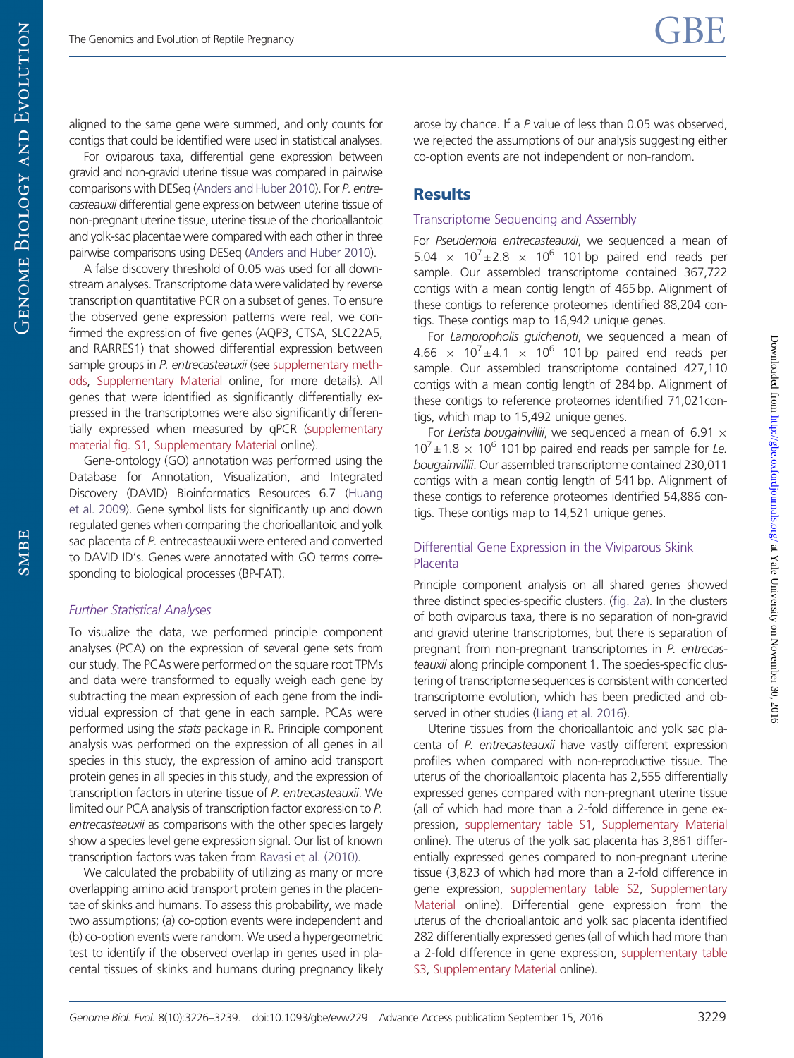aligned to the same gene were summed, and only counts for contigs that could be identified were used in statistical analyses.

For oviparous taxa, differential gene expression between gravid and non-gravid uterine tissue was compared in pairwise comparisons with DESeq (Anders and Huber 2010). For *P. entrecasteauxii* differential gene expression between uterine tissue of non-pregnant uterine tissue, uterine tissue of the chorioallantoic and yolk-sac placentae were compared with each other in three pairwise comparisons using DESeq (Anders and Huber 2010).

A false discovery threshold of 0.05 was used for all downstream analyses. Transcriptome data were validated by reverse transcription quantitative PCR on a subset of genes. To ensure the observed gene expression patterns were real, we confirmed the expression of five genes (AQP3, CTSA, SLC22A5, and RARRES1) that showed differential expression between sample groups in *P. entrecasteauxii* (see supplementary methods, Supplementary Material online, for more details). All genes that were identified as significantly differentially expressed in the transcriptomes were also significantly differentially expressed when measured by qPCR (supplementary material fig. S1, Supplementary Material online).

Gene-ontology (GO) annotation was performed using the Database for Annotation, Visualization, and Integrated Discovery (DAVID) Bioinformatics Resources 6.7 (Huang et al. 2009). Gene symbol lists for significantly up and down regulated genes when comparing the chorioallantoic and yolk sac placenta of *P.* entrecasteauxii were entered and converted to DAVID ID's. Genes were annotated with GO terms corresponding to biological processes (BP-FAT).

### *Further Statistical Analyses*

To visualize the data, we performed principle component analyses (PCA) on the expression of several gene sets from our study. The PCAs were performed on the square root TPMs and data were transformed to equally weigh each gene by subtracting the mean expression of each gene from the individual expression of that gene in each sample. PCAs were performed using the *stats* package in R. Principle component analysis was performed on the expression of all genes in all species in this study, the expression of amino acid transport protein genes in all species in this study, and the expression of transcription factors in uterine tissue of *P. entrecasteauxii*. We limited our PCA analysis of transcription factor expression to *P. entrecasteauxii* as comparisons with the other species largely show a species level gene expression signal. Our list of known transcription factors was taken from Ravasi et al. (2010).

We calculated the probability of utilizing as many or more overlapping amino acid transport protein genes in the placentae of skinks and humans. To assess this probability, we made two assumptions; (a) co-option events were independent and (b) co-option events were random. We used a hypergeometric test to identify if the observed overlap in genes used in placental tissues of skinks and humans during pregnancy likely arose by chance. If a *P* value of less than 0.05 was observed, we rejected the assumptions of our analysis suggesting either co-option events are not independent or non-random.

## Results

### Transcriptome Sequencing and Assembly

For *Pseudemoia entrecasteauxii*, we sequenced a mean of $5.04 \times 10^7 \pm 2.8 \times 10^6$ 101 bp paired end reads per sample. Our assembled transcriptome contained 367,722 contigs with a mean contig length of 465 bp. Alignment of these contigs to reference proteomes identified 88,204 contigs. These contigs map to 16,942 unique genes.

For *Lampropholis guichenoti*, we sequenced a mean of $4.66 \times 10^7 \pm 4.1 \times 10^6$ 101 bp paired end reads per sample. Our assembled transcriptome contained 427,110 contigs with a mean contig length of 284 bp. Alignment of these contigs to reference proteomes identified 71,021contigs, which map to 15,492 unique genes.

For *Lerista bougainvillii*, we sequenced a mean of $6.91 \times 10^7 \pm 1.8 \times 10^6$ 101 bp paired end reads per sample for *Le. bougainvillii*. Our assembled transcriptome contained 230,011 contigs with a mean contig length of 541 bp. Alignment of these contigs to reference proteomes identified 54,886 contigs. These contigs map to 14,521 unique genes.

### Differential Gene Expression in the Viviparous Skink Placenta

Principle component analysis on all shared genes showed three distinct species-specific clusters. (fig. 2*a*). In the clusters of both oviparous taxa, there is no separation of non-gravid and gravid uterine transcriptomes, but there is separation of pregnant from non-pregnant transcriptomes in *P. entrecasteauxii* along principle component 1. The species-specific clustering of transcriptome sequences is consistent with concerted transcriptome evolution, which has been predicted and observed in other studies (Liang et al. 2016).

Uterine tissues from the chorioallantoic and yolk sac placenta of *P. entrecasteauxii* have vastly different expression profiles when compared with non-reproductive tissue. The uterus of the chorioallantoic placenta has 2,555 differentially expressed genes compared with non-pregnant uterine tissue (all of which had more than a 2-fold difference in gene expression, supplementary table S1, Supplementary Material online). The uterus of the yolk sac placenta has 3,861 differentially expressed genes compared to non-pregnant uterine tissue (3,823 of which had more than a 2-fold difference in gene expression, supplementary table S2, Supplementary Material online). Differential gene expression from the uterus of the chorioallantoic and yolk sac placenta identified 282 differentially expressed genes (all of which had more than a 2-fold difference in gene expression, supplementary table S3, Supplementary Material online).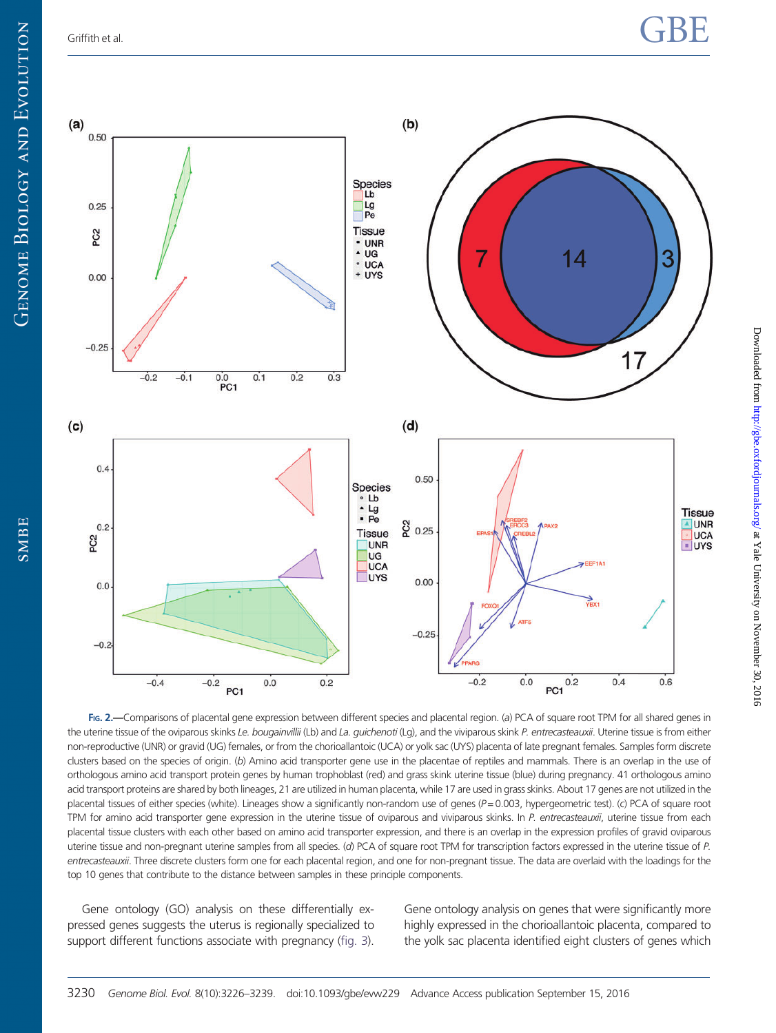FIG. 2.—Comparisons of placental gene expression between different species and placental region. (*a*) PCA of square root TPM for all shared genes in the uterine tissue of the oviparous skinks *Le. bougainvillii* (Lb) and *La. guichenoti* (Lg), and the viviparous skink *P. entrecasteauxii*. Uterine tissue is from either non-reproductive (UNR) or gravid (UG) females, or from the chorioallantoic (UCA) or yolk sac (UYS) placenta of late pregnant females. Samples form discrete clusters based on the species of origin. (*b*) Amino acid transporter gene use in the placentae of reptiles and mammals. There is an overlap in the use of orthologous amino acid transport protein genes by human trophoblast (red) and grass skink uterine tissue (blue) during pregnancy. 41 orthologous amino acid transport proteins are shared by both lineages, 21 are utilized in human placenta, while 17 are used in grass skinks. About 17 genes are not utilized in the placental tissues of either species (white). Lineages show a significantly non-random use of genes ($P = 0.003$, hypergeometric test). (*c*) PCA of square root TPM for amino acid transporter gene expression in the uterine tissue of oviparous and viviparous skinks. In *P. entrecasteauxii*, uterine tissue from each placental tissue clusters with each other based on amino acid transporter expression, and there is an overlap in the expression profiles of gravid oviparous uterine tissue and non-pregnant uterine samples from all species. (*d*) PCA of square root TPM for transcription factors expressed in the uterine tissue of *P. entrecasteauxii*. Three discrete clusters form one for each placental region, and one for non-pregnant tissue. The data are overlaid with the loadings for the top 10 genes that contribute to the distance between samples in these principle components.

Gene ontology (GO) analysis on these differentially expressed genes suggests the uterus is regionally specialized to support different functions associate with pregnancy (fig. 3).

Gene ontology analysis on genes that were significantly more highly expressed in the chorioallantoic placenta, compared to the yolk sac placenta identified eight clusters of genes which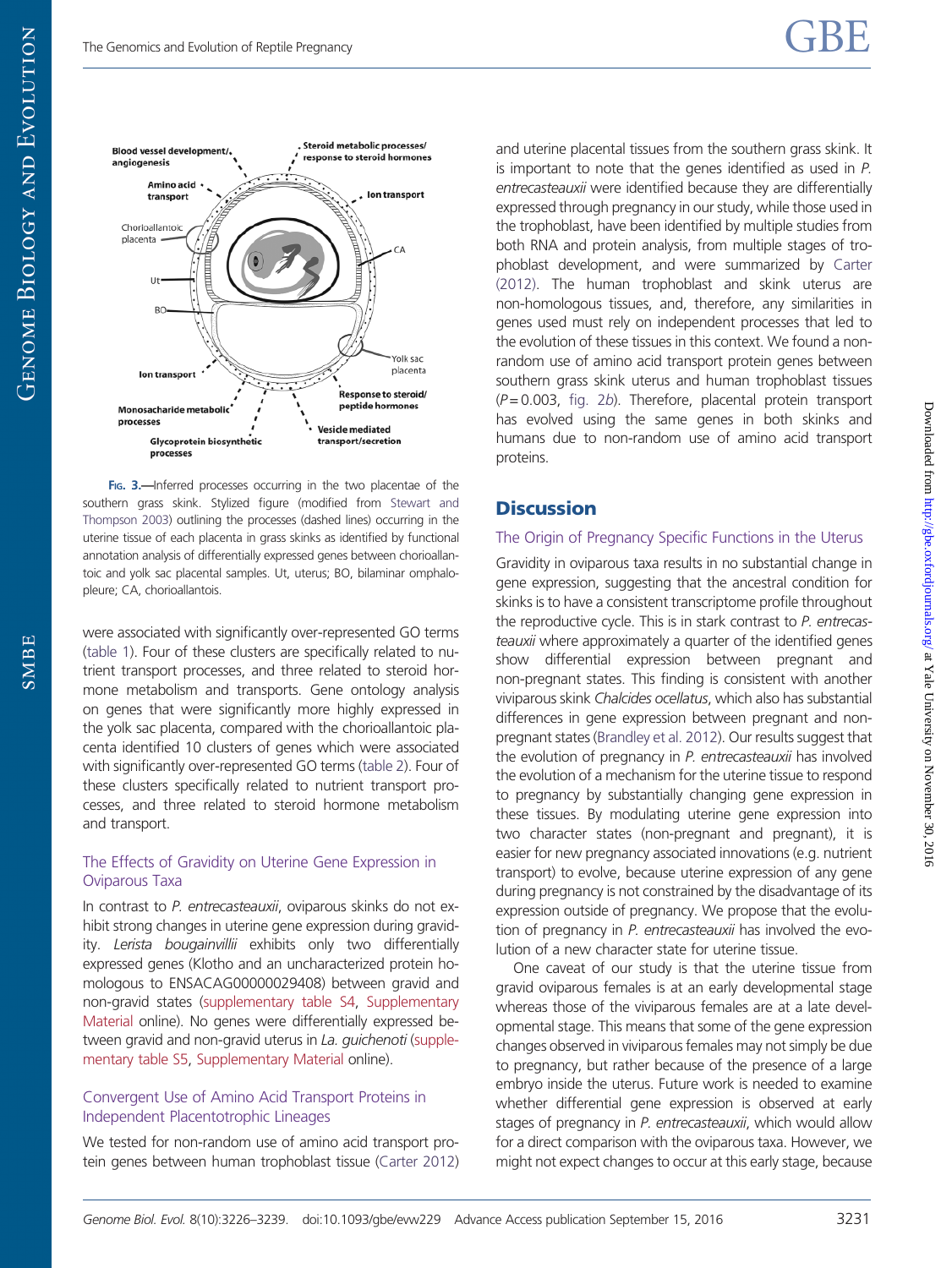FIG. 3.—Inferred processes occurring in the two placentae of the southern grass skink. Stylized figure (modified from Stewart and Thompson 2003) outlining the processes (dashed lines) occurring in the uterine tissue of each placenta in grass skinks as identified by functional annotation analysis of differentially expressed genes between chorioallantoic and yolk sac placental samples. Ut, uterus; BO, bilaminar omphalopleure; CA, chorioallantois.

were associated with significantly over-represented GO terms (table 1). Four of these clusters are specifically related to nutrient transport processes, and three related to steroid hormone metabolism and transports. Gene ontology analysis on genes that were significantly more highly expressed in the yolk sac placenta, compared with the chorioallantoic placenta identified 10 clusters of genes which were associated with significantly over-represented GO terms (table 2). Four of these clusters specifically related to nutrient transport processes, and three related to steroid hormone metabolism and transport.

### The Effects of Gravidity on Uterine Gene Expression in Oviparous Taxa

In contrast to *P. entrecasteauxii*, oviparous skinks do not exhibit strong changes in uterine gene expression during gravidity. *Lerista bougainvillii* exhibits only two differentially expressed genes (Klotho and an uncharacterized protein homologous to ENSACAG00000029408) between gravid and non-gravid states (supplementary table S4, Supplementary Material online). No genes were differentially expressed between gravid and non-gravid uterus in *La. guichenoti* (supplementary table S5, Supplementary Material online).

### Convergent Use of Amino Acid Transport Proteins in Independent Placentotrophic Lineages

We tested for non-random use of amino acid transport protein genes between human trophoblast tissue (Carter 2012) and uterine placental tissues from the southern grass skink. It is important to note that the genes identified as used in *P. entrecasteauxii* were identified because they are differentially expressed through pregnancy in our study, while those used in the trophoblast, have been identified by multiple studies from both RNA and protein analysis, from multiple stages of trophoblast development, and were summarized by Carter (2012). The human trophoblast and skink uterus are non-homologous tissues, and, therefore, any similarities in genes used must rely on independent processes that led to the evolution of these tissues in this context. We found a non-random use of amino acid transport protein genes between southern grass skink uterus and human trophoblast tissues ($P = 0.003$, fig. 2*b*). Therefore, placental protein transport has evolved using the same genes in both skinks and humans due to non-random use of amino acid transport proteins.

## Discussion

### The Origin of Pregnancy Specific Functions in the Uterus

Gravidity in oviparous taxa results in no substantial change in gene expression, suggesting that the ancestral condition for skinks is to have a consistent transcriptome profile throughout the reproductive cycle. This is in stark contrast to *P. entrecasteauxii* where approximately a quarter of the identified genes show differential expression between pregnant and non-pregnant states. This finding is consistent with another viviparous skink *Chalcides ocellatus*, which also has substantial differences in gene expression between pregnant and non-pregnant states (Brandley et al. 2012). Our results suggest that the evolution of pregnancy in *P. entrecasteauxii* has involved the evolution of a mechanism for the uterine tissue to respond to pregnancy by substantially changing gene expression in these tissues. By modulating uterine gene expression into two character states (non-pregnant and pregnant), it is easier for new pregnancy associated innovations (e.g. nutrient transport) to evolve, because uterine expression of any gene during pregnancy is not constrained by the disadvantage of its expression outside of pregnancy. We propose that the evolution of pregnancy in *P. entrecasteauxii* has involved the evolution of a new character state for uterine tissue.

One caveat of our study is that the uterine tissue from gravid oviparous females is at an early developmental stage whereas those of the viviparous females are at a late developmental stage. This means that some of the gene expression changes observed in viviparous females may not simply be due to pregnancy, but rather because of the presence of a large embryo inside the uterus. Future work is needed to examine whether differential gene expression is observed at early stages of pregnancy in *P. entrecasteauxii*, which would allow for a direct comparison with the oviparous taxa. However, we might not expect changes to occur at this early stage, because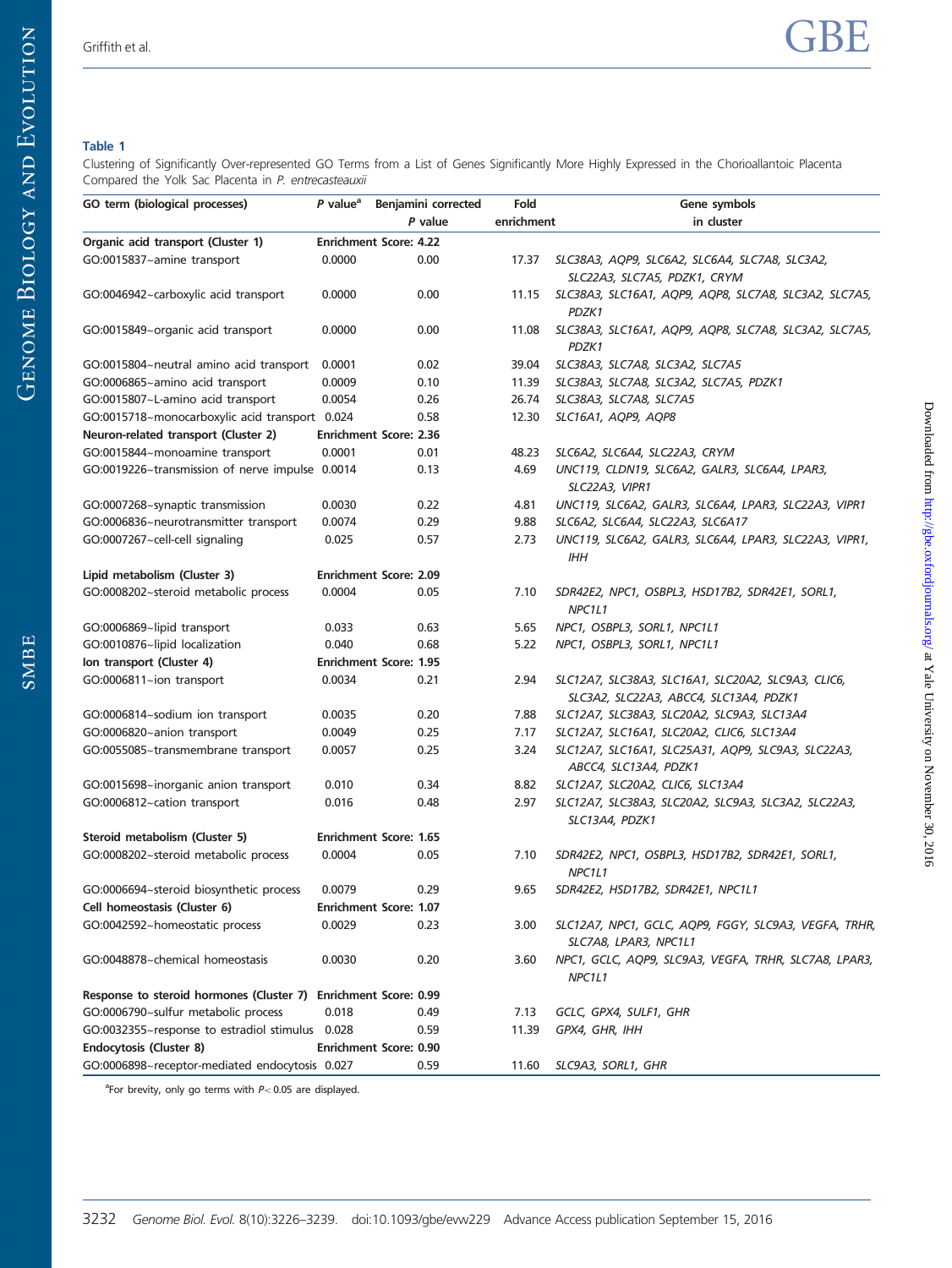**Table 1**

Clustering of Significantly Over-represented GO Terms from a List of Genes Significantly More Highly Expressed in the Chorioallantoic Placenta Compared the Yolk Sac Placenta in *P. entrecasteauxii*

| GO term (biological processes) | P value[a] | Benjamini corrected P value | Fold enrichment | Gene symbols in cluster |
|---|---|---|---|---|
| **Organic acid transport (Cluster 1)** | **Enrichment Score: 4.22** | | | |
| GO:0015837~amine transport | 0.0000 | 0.00 | 17.37 | *SLC38A3, AQP9, SLC6A2, SLC6A4, SLC7A8, SLC3A2, SLC22A3, SLC7A5, PDZK1, CRYM* |
| GO:0046942~carboxylic acid transport | 0.0000 | 0.00 | 11.15 | *SLC38A3, SLC16A1, AQP9, AQP8, SLC7A8, SLC3A2, SLC7A5, PDZK1* |
| GO:0015849~organic acid transport | 0.0000 | 0.00 | 11.08 | *SLC38A3, SLC16A1, AQP9, AQP8, SLC7A8, SLC3A2, SLC7A5, PDZK1* |
| GO:0015804~neutral amino acid transport | 0.0001 | 0.02 | 39.04 | *SLC38A3, SLC7A8, SLC3A2, SLC7A5* |
| GO:0006865~amino acid transport | 0.0009 | 0.10 | 11.39 | *SLC38A3, SLC7A8, SLC3A2, SLC7A5, PDZK1* |
| GO:0015807~L-amino acid transport | 0.0054 | 0.26 | 26.74 | *SLC38A3, SLC7A8, SLC7A5* |
| GO:0015718~monocarboxylic acid transport | 0.024 | 0.58 | 12.30 | *SLC16A1, AQP9, AQP8* |
| **Neuron-related transport (Cluster 2)** | **Enrichment Score: 2.36** | | | |
| GO:0015844~monoamine transport | 0.0001 | 0.01 | 48.23 | *SLC6A2, SLC6A4, SLC22A3, CRYM* |
| GO:0019226~transmission of nerve impulse | 0.0014 | 0.13 | 4.69 | *UNC119, CLDN19, SLC6A2, GALR3, SLC6A4, LPAR3, SLC22A3, VIPR1* |
| GO:0007268~synaptic transmission | 0.0030 | 0.22 | 4.81 | *UNC119, SLC6A2, GALR3, SLC6A4, LPAR3, SLC22A3, VIPR1* |
| GO:0006836~neurotransmitter transport | 0.0074 | 0.29 | 9.88 | *SLC6A2, SLC6A4, SLC22A3, SLC6A17* |
| GO:0007267~cell-cell signaling | 0.025 | 0.57 | 2.73 | *UNC119, SLC6A2, GALR3, SLC6A4, LPAR3, SLC22A3, VIPR1, IHH* |
| **Lipid metabolism (Cluster 3)** | **Enrichment Score: 2.09** | | | |
| GO:0008202~steroid metabolic process | 0.0004 | 0.05 | 7.10 | *SDR42E2, NPC1, OSBPL3, HSD17B2, SDR42E1, SORL1, NPC1L1* |
| GO:0006869~lipid transport | 0.033 | 0.63 | 5.65 | *NPC1, OSBPL3, SORL1, NPC1L1* |
| GO:0010876~lipid localization | 0.040 | 0.68 | 5.22 | *NPC1, OSBPL3, SORL1, NPC1L1* |
| **Ion transport (Cluster 4)** | **Enrichment Score: 1.95** | | | |
| GO:0006811~ion transport | 0.0034 | 0.21 | 2.94 | *SLC12A7, SLC38A3, SLC16A1, SLC20A2, SLC9A3, CLIC6, SLC3A2, SLC22A3, ABCC4, SLC13A4, PDZK1* |
| GO:0006814~sodium ion transport | 0.0035 | 0.20 | 7.88 | *SLC12A7, SLC38A3, SLC20A2, SLC9A3, SLC13A4* |
| GO:0006820~anion transport | 0.0049 | 0.25 | 7.17 | *SLC12A7, SLC16A1, SLC20A2, CLIC6, SLC13A4* |
| GO:0055085~transmembrane transport | 0.0057 | 0.25 | 3.24 | *SLC12A7, SLC16A1, SLC25A31, AQP9, SLC9A3, SLC22A3, ABCC4, SLC13A4, PDZK1* |
| GO:0015698~inorganic anion transport | 0.010 | 0.34 | 8.82 | *SLC12A7, SLC20A2, CLIC6, SLC13A4* |
| GO:0006812~cation transport | 0.016 | 0.48 | 2.97 | *SLC12A7, SLC38A3, SLC20A2, SLC9A3, SLC3A2, SLC22A3, SLC13A4, PDZK1* |
| **Steroid metabolism (Cluster 5)** | **Enrichment Score: 1.65** | | | |
| GO:0008202~steroid metabolic process | 0.0004 | 0.05 | 7.10 | *SDR42E2, NPC1, OSBPL3, HSD17B2, SDR42E1, SORL1, NPC1L1* |
| GO:0006694~steroid biosynthetic process | 0.0079 | 0.29 | 9.65 | *SDR42E2, HSD17B2, SDR42E1, NPC1L1* |
| **Cell homeostasis (Cluster 6)** | **Enrichment Score: 1.07** | | | |
| GO:0042592~homeostatic process | 0.0029 | 0.23 | 3.00 | *SLC12A7, NPC1, GCLC, AQP9, FGGY, SLC9A3, VEGFA, TRHR, SLC7A8, LPAR3, NPC1L1* |
| GO:0048878~chemical homeostasis | 0.0030 | 0.20 | 3.60 | *NPC1, GCLC, AQP9, SLC9A3, VEGFA, TRHR, SLC7A8, LPAR3, NPC1L1* |
| **Response to steroid hormones (Cluster 7)** | **Enrichment Score: 0.99** | | | |
| GO:0006790~sulfur metabolic process | 0.018 | 0.49 | 7.13 | *GCLC, GPX4, SULF1, GHR* |
| GO:0032355~response to estradiol stimulus | 0.028 | 0.59 | 11.39 | *GPX4, GHR, IHH* |
| **Endocytosis (Cluster 8)** | **Enrichment Score: 0.90** | | | |
| GO:0006898~receptor-mediated endocytosis | 0.027 | 0.59 | 11.60 | *SLC9A3, SORL1, GHR* |

[a]For brevity, only go terms with $P < 0.05$ are displayed.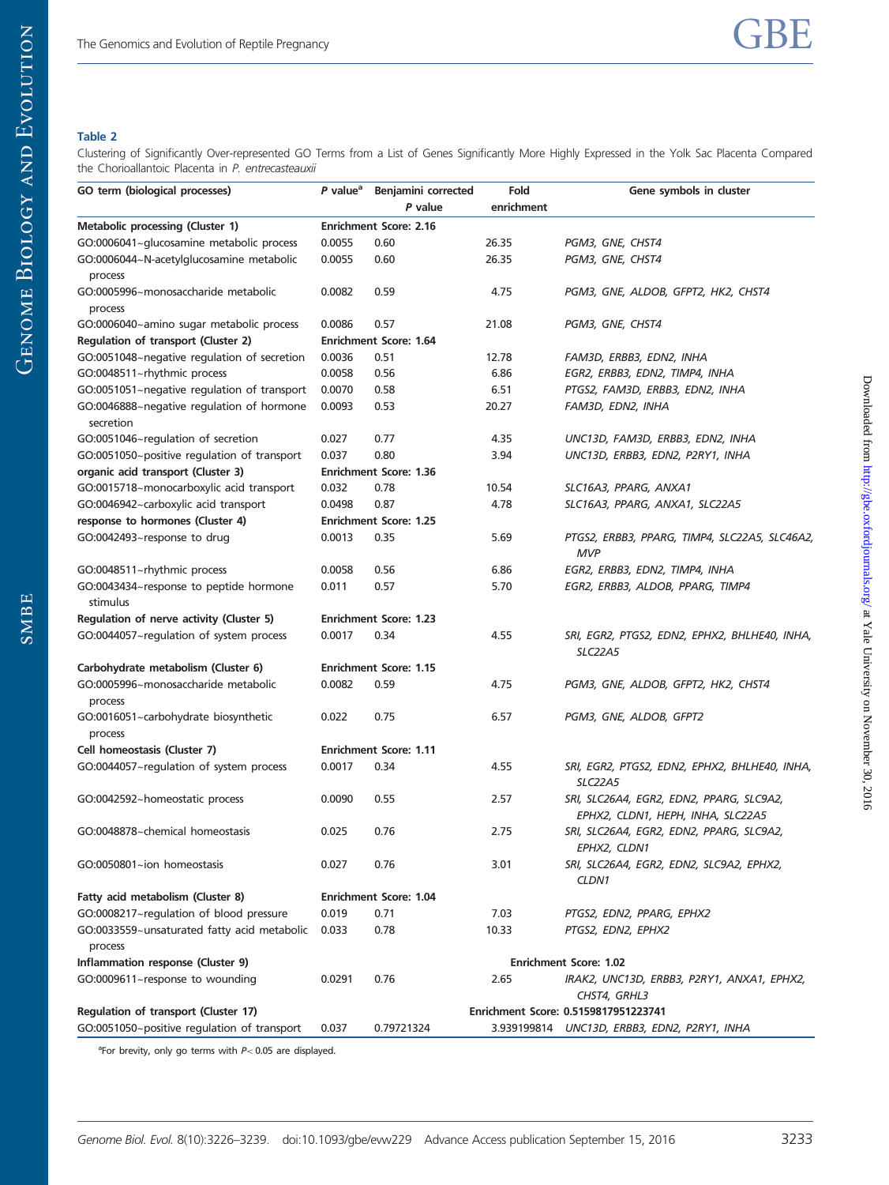**Table 2**

Clustering of Significantly Over-represented GO Terms from a List of Genes Significantly More Highly Expressed in the Yolk Sac Placenta Compared the Chorioallantoic Placenta in *P. entrecasteauxii*

| GO term (biological processes) | *P* value[a] | Benjamini corrected *P* value | Fold enrichment | Gene symbols in cluster |
|---|---|---|---|---|
| **Metabolic processing (Cluster 1)** | Enrichment Score: 2.16 | | | |
| GO:0006041~glucosamine metabolic process | 0.0055 | 0.60 | 26.35 | *PGM3, GNE, CHST4* |
| GO:0006044~N-acetylglucosamine metabolic process | 0.0055 | 0.60 | 26.35 | *PGM3, GNE, CHST4* |
| GO:0005996~monosaccharide metabolic process | 0.0082 | 0.59 | 4.75 | *PGM3, GNE, ALDOB, GFPT2, HK2, CHST4* |
| GO:0006040~amino sugar metabolic process | 0.0086 | 0.57 | 21.08 | *PGM3, GNE, CHST4* |
| **Regulation of transport (Cluster 2)** | Enrichment Score: 1.64 | | | |
| GO:0051048~negative regulation of secretion | 0.0036 | 0.51 | 12.78 | *FAM3D, ERBB3, EDN2, INHA* |
| GO:0048511~rhythmic process | 0.0058 | 0.56 | 6.86 | *EGR2, ERBB3, EDN2, TIMP4, INHA* |
| GO:0051051~negative regulation of transport | 0.0070 | 0.58 | 6.51 | *PTGS2, FAM3D, ERBB3, EDN2, INHA* |
| GO:0046888~negative regulation of hormone secretion | 0.0093 | 0.53 | 20.27 | *FAM3D, EDN2, INHA* |
| GO:0051046~regulation of secretion | 0.027 | 0.77 | 4.35 | *UNC13D, FAM3D, ERBB3, EDN2, INHA* |
| GO:0051050~positive regulation of transport | 0.037 | 0.80 | 3.94 | *UNC13D, ERBB3, EDN2, P2RY1, INHA* |
| **organic acid transport (Cluster 3)** | Enrichment Score: 1.36 | | | |
| GO:0015718~monocarboxylic acid transport | 0.032 | 0.78 | 10.54 | *SLC16A3, PPARG, ANXA1* |
| GO:0046942~carboxylic acid transport | 0.0498 | 0.87 | 4.78 | *SLC16A3, PPARG, ANXA1, SLC22A5* |
| **response to hormones (Cluster 4)** | Enrichment Score: 1.25 | | | |
| GO:0042493~response to drug | 0.0013 | 0.35 | 5.69 | *PTGS2, ERBB3, PPARG, TIMP4, SLC22A5, SLC46A2, MVP* |
| GO:0048511~rhythmic process | 0.0058 | 0.56 | 6.86 | *EGR2, ERBB3, EDN2, TIMP4, INHA* |
| GO:0043434~response to peptide hormone stimulus | 0.011 | 0.57 | 5.70 | *EGR2, ERBB3, ALDOB, PPARG, TIMP4* |
| **Regulation of nerve activity (Cluster 5)** | Enrichment Score: 1.23 | | | |
| GO:0044057~regulation of system process | 0.0017 | 0.34 | 4.55 | *SRI, EGR2, PTGS2, EDN2, EPHX2, BHLHE40, INHA, SLC22A5* |
| **Carbohydrate metabolism (Cluster 6)** | Enrichment Score: 1.15 | | | |
| GO:0005996~monosaccharide metabolic process | 0.0082 | 0.59 | 4.75 | *PGM3, GNE, ALDOB, GFPT2, HK2, CHST4* |
| GO:0016051~carbohydrate biosynthetic process | 0.022 | 0.75 | 6.57 | *PGM3, GNE, ALDOB, GFPT2* |
| **Cell homeostasis (Cluster 7)** | Enrichment Score: 1.11 | | | |
| GO:0044057~regulation of system process | 0.0017 | 0.34 | 4.55 | *SRI, EGR2, PTGS2, EDN2, EPHX2, BHLHE40, INHA, SLC22A5* |
| GO:0042592~homeostatic process | 0.0090 | 0.55 | 2.57 | *SRI, SLC26A4, EGR2, EDN2, PPARG, SLC9A2, EPHX2, CLDN1, HEPH, INHA, SLC22A5* |
| GO:0048878~chemical homeostasis | 0.025 | 0.76 | 2.75 | *SRI, SLC26A4, EGR2, EDN2, PPARG, SLC9A2, EPHX2, CLDN1* |
| GO:0050801~ion homeostasis | 0.027 | 0.76 | 3.01 | *SRI, SLC26A4, EGR2, EDN2, SLC9A2, EPHX2, CLDN1* |
| **Fatty acid metabolism (Cluster 8)** | Enrichment Score: 1.04 | | | |
| GO:0008217~regulation of blood pressure | 0.019 | 0.71 | 7.03 | *PTGS2, EDN2, PPARG, EPHX2* |
| GO:0033559~unsaturated fatty acid metabolic process | 0.033 | 0.78 | 10.33 | *PTGS2, EDN2, EPHX2* |
| **Inflammation response (Cluster 9)** | | | Enrichment Score: 1.02 | |
| GO:0009611~response to wounding | 0.0291 | 0.76 | 2.65 | *IRAK2, UNC13D, ERBB3, P2RY1, ANXA1, EPHX2, CHST4, GRHL3* |
| **Regulation of transport (Cluster 17)** | | | Enrichment Score: 0.5159817951223741 | |
| GO:0051050~positive regulation of transport | 0.037 | 0.79721324 | 3.939199814 | *UNC13D, ERBB3, EDN2, P2RY1, INHA* |

[a]For brevity, only go terms with $P < 0.05$ are displayed.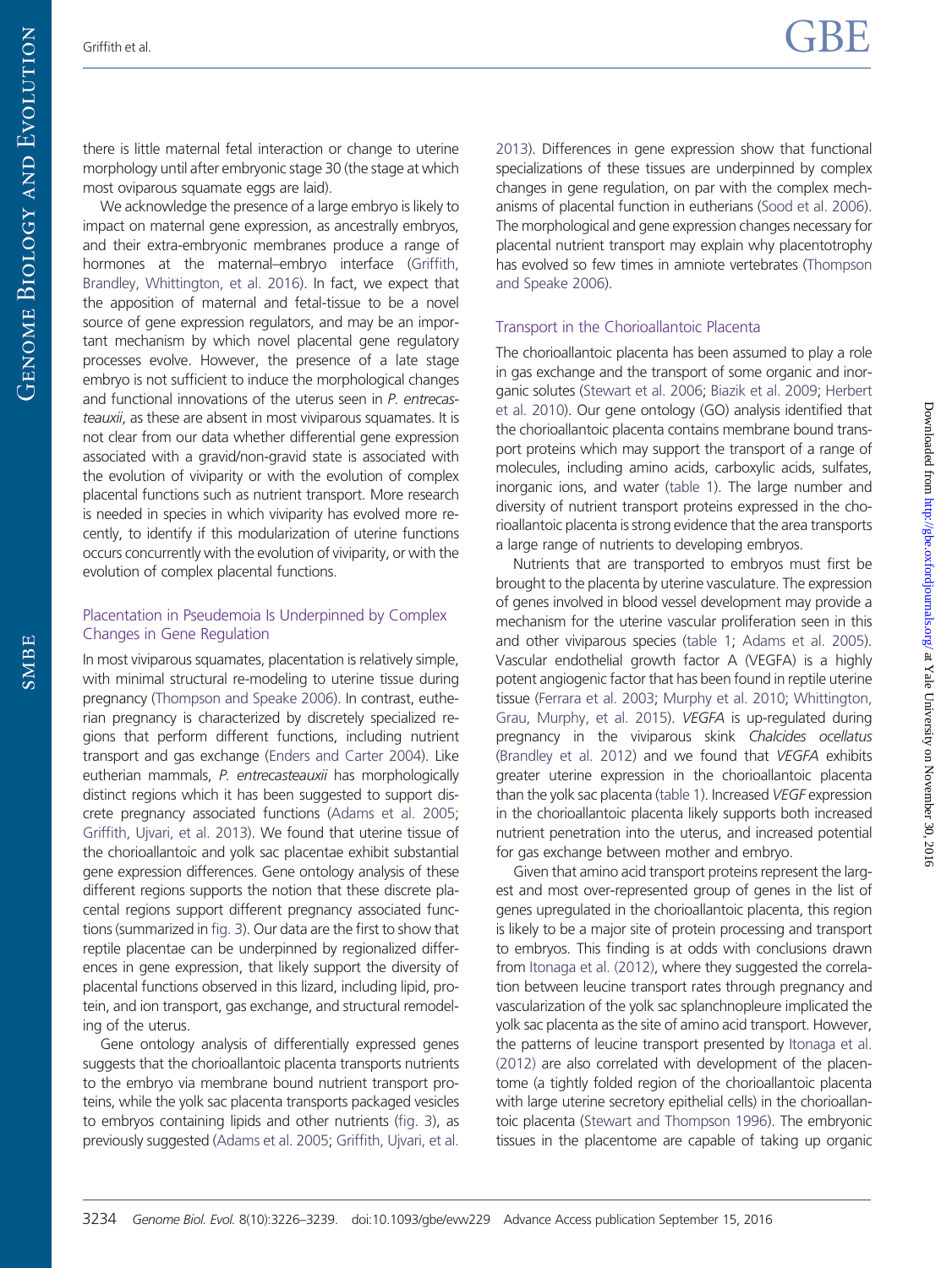there is little maternal fetal interaction or change to uterine morphology until after embryonic stage 30 (the stage at which most oviparous squamate eggs are laid).

We acknowledge the presence of a large embryo is likely to impact on maternal gene expression, as ancestrally embryos, and their extra-embryonic membranes produce a range of hormones at the maternal–embryo interface (Griffith, Brandley, Whittington, et al. 2016). In fact, we expect that the apposition of maternal and fetal-tissue to be a novel source of gene expression regulators, and may be an important mechanism by which novel placental gene regulatory processes evolve. However, the presence of a late stage embryo is not sufficient to induce the morphological changes and functional innovations of the uterus seen in *P. entrecasteauxii*, as these are absent in most viviparous squamates. It is not clear from our data whether differential gene expression associated with a gravid/non-gravid state is associated with the evolution of viviparity or with the evolution of complex placental functions such as nutrient transport. More research is needed in species in which viviparity has evolved more recently, to identify if this modularization of uterine functions occurs concurrently with the evolution of viviparity, or with the evolution of complex placental functions.

### Placentation in Pseudemoia Is Underpinned by Complex Changes in Gene Regulation

In most viviparous squamates, placentation is relatively simple, with minimal structural re-modeling to uterine tissue during pregnancy (Thompson and Speake 2006). In contrast, eutherian pregnancy is characterized by discretely specialized regions that perform different functions, including nutrient transport and gas exchange (Enders and Carter 2004). Like eutherian mammals, *P. entrecasteauxii* has morphologically distinct regions which it has been suggested to support discrete pregnancy associated functions (Adams et al. 2005; Griffith, Ujvari, et al. 2013). We found that uterine tissue of the chorioallantoic and yolk sac placentae exhibit substantial gene expression differences. Gene ontology analysis of these different regions supports the notion that these discrete placental regions support different pregnancy associated functions (summarized in fig. 3). Our data are the first to show that reptile placentae can be underpinned by regionalized differences in gene expression, that likely support the diversity of placental functions observed in this lizard, including lipid, protein, and ion transport, gas exchange, and structural remodeling of the uterus.

Gene ontology analysis of differentially expressed genes suggests that the chorioallantoic placenta transports nutrients to the embryo via membrane bound nutrient transport proteins, while the yolk sac placenta transports packaged vesicles to embryos containing lipids and other nutrients (fig. 3), as previously suggested (Adams et al. 2005; Griffith, Ujvari, et al. 2013). Differences in gene expression show that functional specializations of these tissues are underpinned by complex changes in gene regulation, on par with the complex mechanisms of placental function in eutherians (Sood et al. 2006). The morphological and gene expression changes necessary for placental nutrient transport may explain why placentotrophy has evolved so few times in amniote vertebrates (Thompson and Speake 2006).

### Transport in the Chorioallantoic Placenta

The chorioallantoic placenta has been assumed to play a role in gas exchange and the transport of some organic and inorganic solutes (Stewart et al. 2006; Biazik et al. 2009; Herbert et al. 2010). Our gene ontology (GO) analysis identified that the chorioallantoic placenta contains membrane bound transport proteins which may support the transport of a range of molecules, including amino acids, carboxylic acids, sulfates, inorganic ions, and water (table 1). The large number and diversity of nutrient transport proteins expressed in the chorioallantoic placenta is strong evidence that the area transports a large range of nutrients to developing embryos.

Nutrients that are transported to embryos must first be brought to the placenta by uterine vasculature. The expression of genes involved in blood vessel development may provide a mechanism for the uterine vascular proliferation seen in this and other viviparous species (table 1; Adams et al. 2005). Vascular endothelial growth factor A (VEGFA) is a highly potent angiogenic factor that has been found in reptile uterine tissue (Ferrara et al. 2003; Murphy et al. 2010; Whittington, Grau, Murphy, et al. 2015). *VEGFA* is up-regulated during pregnancy in the viviparous skink *Chalcides ocellatus* (Brandley et al. 2012) and we found that *VEGFA* exhibits greater uterine expression in the chorioallantoic placenta than the yolk sac placenta (table 1). Increased *VEGF* expression in the chorioallantoic placenta likely supports both increased nutrient penetration into the uterus, and increased potential for gas exchange between mother and embryo.

Given that amino acid transport proteins represent the largest and most over-represented group of genes in the list of genes upregulated in the chorioallantoic placenta, this region is likely to be a major site of protein processing and transport to embryos. This finding is at odds with conclusions drawn from Itonaga et al. (2012), where they suggested the correlation between leucine transport rates through pregnancy and vascularization of the yolk sac splanchnopleure implicated the yolk sac placenta as the site of amino acid transport. However, the patterns of leucine transport presented by Itonaga et al. (2012) are also correlated with development of the placentome (a tightly folded region of the chorioallantoic placenta with large uterine secretory epithelial cells) in the chorioallantoic placenta (Stewart and Thompson 1996). The embryonic tissues in the placentome are capable of taking up organic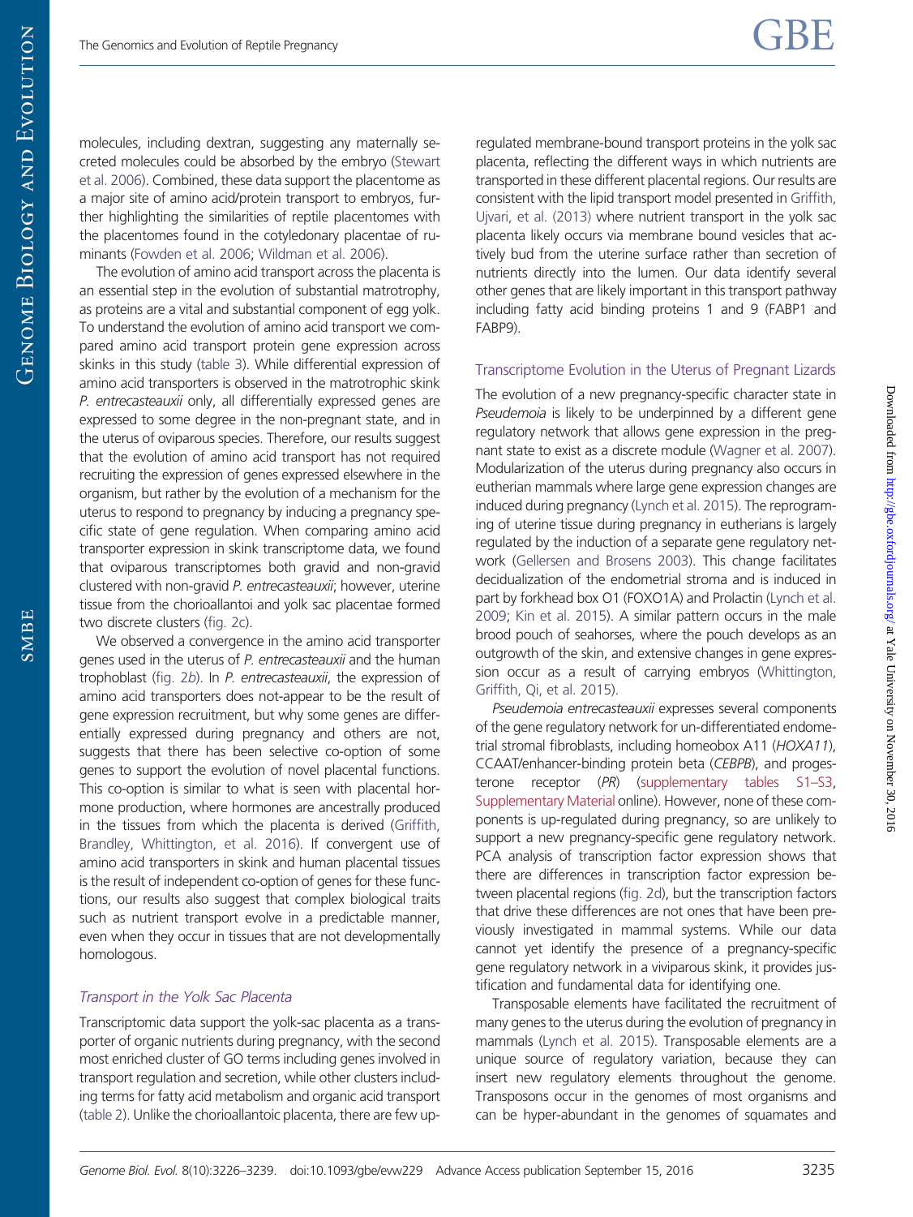molecules, including dextran, suggesting any maternally secreted molecules could be absorbed by the embryo (Stewart et al. 2006). Combined, these data support the placentome as a major site of amino acid/protein transport to embryos, further highlighting the similarities of reptile placentomes with the placentomes found in the cotyledonary placentae of ruminants (Fowden et al. 2006; Wildman et al. 2006).

The evolution of amino acid transport across the placenta is an essential step in the evolution of substantial matrotrophy, as proteins are a vital and substantial component of egg yolk. To understand the evolution of amino acid transport we compared amino acid transport protein gene expression across skinks in this study (table 3). While differential expression of amino acid transporters is observed in the matrotrophic skink *P. entrecasteauxii* only, all differentially expressed genes are expressed to some degree in the non-pregnant state, and in the uterus of oviparous species. Therefore, our results suggest that the evolution of amino acid transport has not required recruiting the expression of genes expressed elsewhere in the organism, but rather by the evolution of a mechanism for the uterus to respond to pregnancy by inducing a pregnancy specific state of gene regulation. When comparing amino acid transporter expression in skink transcriptome data, we found that oviparous transcriptomes both gravid and non-gravid clustered with non-gravid *P. entrecasteauxii*; however, uterine tissue from the chorioallantoi and yolk sac placentae formed two discrete clusters (fig. 2c).

We observed a convergence in the amino acid transporter genes used in the uterus of *P. entrecasteauxii* and the human trophoblast (fig. 2b). In *P. entrecasteauxii*, the expression of amino acid transporters does not-appear to be the result of gene expression recruitment, but why some genes are differentially expressed during pregnancy and others are not, suggests that there has been selective co-option of some genes to support the evolution of novel placental functions. This co-option is similar to what is seen with placental hormone production, where hormones are ancestrally produced in the tissues from which the placenta is derived (Griffith, Brandley, Whittington, et al. 2016). If convergent use of amino acid transporters in skink and human placental tissues is the result of independent co-option of genes for these functions, our results also suggest that complex biological traits such as nutrient transport evolve in a predictable manner, even when they occur in tissues that are not developmentally homologous.

### *Transport in the Yolk Sac Placenta*

Transcriptomic data support the yolk-sac placenta as a transporter of organic nutrients during pregnancy, with the second most enriched cluster of GO terms including genes involved in transport regulation and secretion, while other clusters including terms for fatty acid metabolism and organic acid transport (table 2). Unlike the chorioallantoic placenta, there are few up-regulated membrane-bound transport proteins in the yolk sac placenta, reflecting the different ways in which nutrients are transported in these different placental regions. Our results are consistent with the lipid transport model presented in Griffith, Ujvari, et al. (2013) where nutrient transport in the yolk sac placenta likely occurs via membrane bound vesicles that actively bud from the uterine surface rather than secretion of nutrients directly into the lumen. Our data identify several other genes that are likely important in this transport pathway including fatty acid binding proteins 1 and 9 (FABP1 and FABP9).

### Transcriptome Evolution in the Uterus of Pregnant Lizards

The evolution of a new pregnancy-specific character state in *Pseudemoia* is likely to be underpinned by a different gene regulatory network that allows gene expression in the pregnant state to exist as a discrete module (Wagner et al. 2007). Modularization of the uterus during pregnancy also occurs in eutherian mammals where large gene expression changes are induced during pregnancy (Lynch et al. 2015). The reprogramming of uterine tissue during pregnancy in eutherians is largely regulated by the induction of a separate gene regulatory network (Gellersen and Brosens 2003). This change facilitates decidualization of the endometrial stroma and is induced in part by forkhead box O1 (FOXO1A) and Prolactin (Lynch et al. 2009; Kin et al. 2015). A similar pattern occurs in the male brood pouch of seahorses, where the pouch develops as an outgrowth of the skin, and extensive changes in gene expression occur as a result of carrying embryos (Whittington, Griffith, Qi, et al. 2015).

*Pseudemoia entrecasteauxii* expresses several components of the gene regulatory network for un-differentiated endometrial stromal fibroblasts, including homeobox A11 (*HOXA11*), CCAAT/enhancer-binding protein beta (*CEBPB*), and progesterone receptor (*PR*) (supplementary tables S1–S3, Supplementary Material online). However, none of these components is up-regulated during pregnancy, so are unlikely to support a new pregnancy-specific gene regulatory network. PCA analysis of transcription factor expression shows that there are differences in transcription factor expression between placental regions (fig. 2d), but the transcription factors that drive these differences are not ones that have been previously investigated in mammal systems. While our data cannot yet identify the presence of a pregnancy-specific gene regulatory network in a viviparous skink, it provides justification and fundamental data for identifying one.

Transposable elements have facilitated the recruitment of many genes to the uterus during the evolution of pregnancy in mammals (Lynch et al. 2015). Transposable elements are a unique source of regulatory variation, because they can insert new regulatory elements throughout the genome. Transposons occur in the genomes of most organisms and can be hyper-abundant in the genomes of squamates and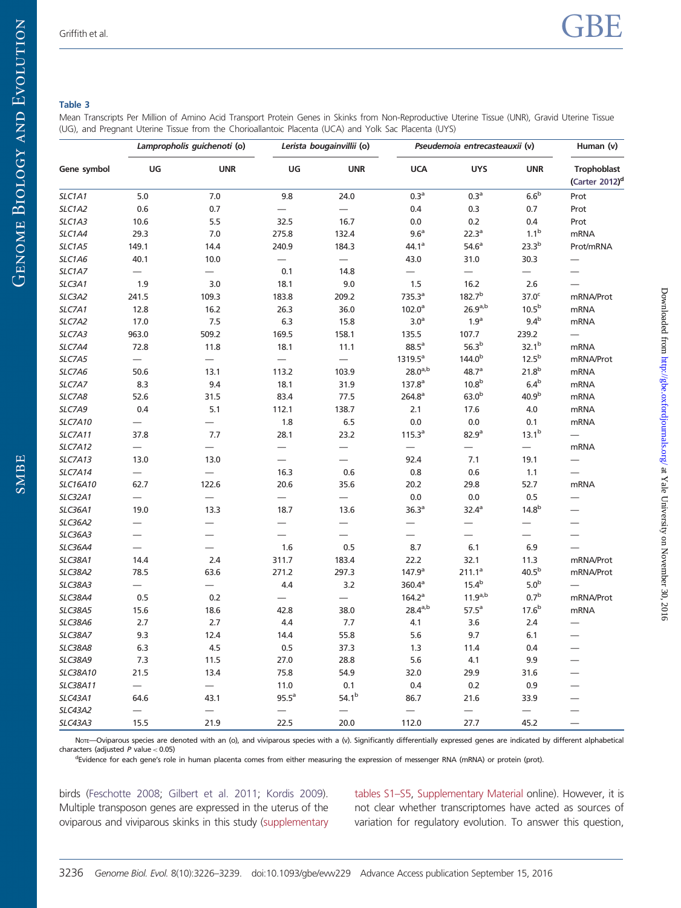**Table 3**

Mean Transcripts Per Million of Amino Acid Transport Protein Genes in Skinks from Non-Reproductive Uterine Tissue (UNR), Gravid Uterine Tissue (UG), and Pregnant Uterine Tissue from the Chorioallantoic Placenta (UCA) and Yolk Sac Placenta (UYS)

| Gene symbol | *Lampropholis guichenoti* (o) | | *Lerista bougainvillii* (o) | | *Pseudemoia entrecasteauxii* (v) | | | Human (v) |
|---|---|---|---|---|---|---|---|---|
| | UG | UNR | UG | UNR | UCA | UYS | UNR | Trophoblast (Carter 2012)[d] |
| *SLC1A1* | 5.0 | 7.0 | 9.8 | 24.0 | 0.3[a] | 0.3[a] | 6.6[b] | Prot |
| *SLC1A2* | 0.6 | 0.7 | — | — | 0.4 | 0.3 | 0.7 | Prot |
| *SLC1A3* | 10.6 | 5.5 | 32.5 | 16.7 | 0.0 | 0.2 | 0.4 | Prot |
| *SLC1A4* | 29.3 | 7.0 | 275.8 | 132.4 | 9.6[a] | 22.3[a] | 1.1[b] | mRNA |
| *SLC1A5* | 149.1 | 14.4 | 240.9 | 184.3 | 44.1[a] | 54.6[a] | 23.3[b] | Prot/mRNA |
| *SLC1A6* | 40.1 | 10.0 | — | — | 43.0 | 31.0 | 30.3 | — |
| *SLC1A7* | — | — | 0.1 | 14.8 | — | — | — | — |
| *SLC3A1* | 1.9 | 3.0 | 18.1 | 9.0 | 1.5 | 16.2 | 2.6 | — |
| *SLC3A2* | 241.5 | 109.3 | 183.8 | 209.2 | 735.3[a] | 182.7[b] | 37.0[c] | mRNA/Prot |
| *SLC7A1* | 12.8 | 16.2 | 26.3 | 36.0 | 102.0[a] | 26.9[a,b] | 10.5[b] | mRNA |
| *SLC7A2* | 17.0 | 7.5 | 6.3 | 15.8 | 3.0[a] | 1.9[a] | 9.4[b] | mRNA |
| *SLC7A3* | 963.0 | 509.2 | 169.5 | 158.1 | 135.5 | 107.7 | 239.2 | — |
| *SLC7A4* | 72.8 | 11.8 | 18.1 | 11.1 | 88.5[a] | 56.3[b] | 32.1[b] | mRNA |
| *SLC7A5* | — | — | — | — | 1319.5[a] | 144.0[b] | 12.5[b] | mRNA/Prot |
| *SLC7A6* | 50.6 | 13.1 | 113.2 | 103.9 | 28.0[a,b] | 48.7[a] | 21.8[b] | mRNA |
| *SLC7A7* | 8.3 | 9.4 | 18.1 | 31.9 | 137.8[a] | 10.8[b] | 6.4[b] | mRNA |
| *SLC7A8* | 52.6 | 31.5 | 83.4 | 77.5 | 264.8[a] | 63.0[b] | 40.9[b] | mRNA |
| *SLC7A9* | 0.4 | 5.1 | 112.1 | 138.7 | 2.1 | 17.6 | 4.0 | mRNA |
| *SLC7A10* | — | — | 1.8 | 6.5 | 0.0 | 0.0 | 0.1 | mRNA |
| *SLC7A11* | 37.8 | 7.7 | 28.1 | 23.2 | 115.3[a] | 82.9[a] | 13.1[b] | — |
| *SLC7A12* | — | — | — | — | — | — | — | mRNA |
| *SLC7A13* | 13.0 | 13.0 | — | — | 92.4 | 7.1 | 19.1 | — |
| *SLC7A14* | — | — | 16.3 | 0.6 | 0.8 | 0.6 | 1.1 | — |
| *SLC16A10* | 62.7 | 122.6 | 20.6 | 35.6 | 20.2 | 29.8 | 52.7 | mRNA |
| *SLC32A1* | — | — | — | — | 0.0 | 0.0 | 0.5 | — |
| *SLC36A1* | 19.0 | 13.3 | 18.7 | 13.6 | 36.3[a] | 32.4[a] | 14.8[b] | — |
| *SLC36A2* | — | — | — | — | — | — | — | — |
| *SLC36A3* | — | — | — | — | — | — | — | — |
| *SLC36A4* | — | — | 1.6 | 0.5 | 8.7 | 6.1 | 6.9 | — |
| *SLC38A1* | 14.4 | 2.4 | 311.7 | 183.4 | 22.2 | 32.1 | 11.3 | mRNA/Prot |
| *SLC38A2* | 78.5 | 63.6 | 271.2 | 297.3 | 147.9[a] | 211.1[a] | 40.5[b] | mRNA/Prot |
| *SLC38A3* | — | — | 4.4 | 3.2 | 360.4[a] | 15.4[b] | 5.0[b] | — |
| *SLC38A4* | 0.5 | 0.2 | — | — | 164.2[a] | 11.9[a,b] | 0.7[b] | mRNA/Prot |
| *SLC38A5* | 15.6 | 18.6 | 42.8 | 38.0 | 28.4[a,b] | 57.5[a] | 17.6[b] | mRNA |
| *SLC38A6* | 2.7 | 2.7 | 4.4 | 7.7 | 4.1 | 3.6 | 2.4 | — |
| *SLC38A7* | 9.3 | 12.4 | 14.4 | 55.8 | 5.6 | 9.7 | 6.1 | — |
| *SLC38A8* | 6.3 | 4.5 | 0.5 | 37.3 | 1.3 | 11.4 | 0.4 | — |
| *SLC38A9* | 7.3 | 11.5 | 27.0 | 28.8 | 5.6 | 4.1 | 9.9 | — |
| *SLC38A10* | 21.5 | 13.4 | 75.8 | 54.9 | 32.0 | 29.9 | 31.6 | — |
| *SLC38A11* | — | — | 11.0 | 0.1 | 0.4 | 0.2 | 0.9 | — |
| *SLC43A1* | 64.6 | 43.1 | 95.5[a] | 54.1[b] | 86.7 | 21.6 | 33.9 | — |
| *SLC43A2* | — | — | — | — | — | — | — | — |
| *SLC43A3* | 15.5 | 21.9 | 22.5 | 20.0 | 112.0 | 27.7 | 45.2 | — |

Note—Oviparous species are denoted with an (o), and viviparous species with a (v). Significantly differentially expressed genes are indicated by different alphabetical characters (adjusted $P$ value < 0.05)

[d]Evidence for each gene's role in human placenta comes from either measuring the expression of messenger RNA (mRNA) or protein (prot).

birds (Feschotte 2008; Gilbert et al. 2011; Kordis 2009). Multiple transposon genes are expressed in the uterus of the oviparous and viviparous skinks in this study (supplementary tables S1–S5, Supplementary Material online). However, it is not clear whether transcriptomes have acted as sources of variation for regulatory evolution. To answer this question,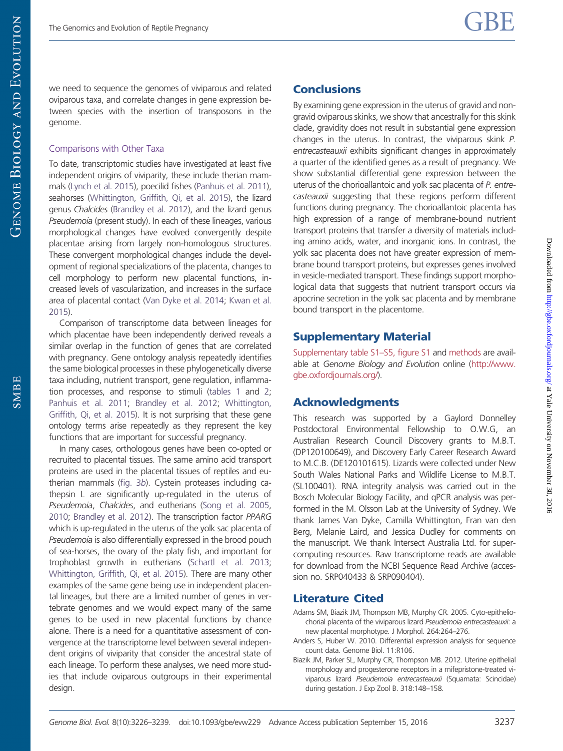we need to sequence the genomes of viviparous and related oviparous taxa, and correlate changes in gene expression between species with the insertion of transposons in the genome.

### Comparisons with Other Taxa

To date, transcriptomic studies have investigated at least five independent origins of viviparity, these include therian mammals (Lynch et al. 2015), poecilid fishes (Panhuis et al. 2011), seahorses (Whittington, Griffith, Qi, et al. 2015), the lizard genus *Chalcides* (Brandley et al. 2012), and the lizard genus *Pseudemoia* (present study). In each of these lineages, various morphological changes have evolved convergently despite placentae arising from largely non-homologous structures. These convergent morphological changes include the development of regional specializations of the placenta, changes to cell morphology to perform new placental functions, increased levels of vascularization, and increases in the surface area of placental contact (Van Dyke et al. 2014; Kwan et al. 2015).

Comparison of transcriptome data between lineages for which placentae have been independently derived reveals a similar overlap in the function of genes that are correlated with pregnancy. Gene ontology analysis repeatedly identifies the same biological processes in these phylogenetically diverse taxa including, nutrient transport, gene regulation, inflammation processes, and response to stimuli (tables 1 and 2; Panhuis et al. 2011; Brandley et al. 2012; Whittington, Griffith, Qi, et al. 2015). It is not surprising that these gene ontology terms arise repeatedly as they represent the key functions that are important for successful pregnancy.

In many cases, orthologous genes have been co-opted or recruited to placental tissues. The same amino acid transport proteins are used in the placental tissues of reptiles and eutherian mammals (fig. 3*b*). Cystein proteases including cathepsin L are significantly up-regulated in the uterus of *Pseudemoia*, *Chalcides*, and eutherians (Song et al. 2005, 2010; Brandley et al. 2012). The transcription factor *PPARG* which is up-regulated in the uterus of the yolk sac placenta of *Pseudemoia* is also differentially expressed in the brood pouch of sea-horses, the ovary of the platy fish, and important for trophoblast growth in eutherians (Schartl et al. 2013; Whittington, Griffith, Qi, et al. 2015). There are many other examples of the same gene being use in independent placental lineages, but there are a limited number of genes in vertebrate genomes and we would expect many of the same genes to be used in new placental functions by chance alone. There is a need for a quantitative assessment of convergence at the transcriptome level between several independent origins of viviparity that consider the ancestral state of each lineage. To perform these analyses, we need more studies that include oviparous outgroups in their experimental design.

## Conclusions

By examining gene expression in the uterus of gravid and non-gravid oviparous skinks, we show that ancestrally for this skink clade, gravidity does not result in substantial gene expression changes in the uterus. In contrast, the viviparous skink *P. entrecasteauxii* exhibits significant changes in approximately a quarter of the identified genes as a result of pregnancy. We show substantial differential gene expression between the uterus of the chorioallantoic and yolk sac placenta of *P. entrecasteauxii* suggesting that these regions perform different functions during pregnancy. The chorioallantoic placenta has high expression of a range of membrane-bound nutrient transport proteins that transfer a diversity of materials including amino acids, water, and inorganic ions. In contrast, the yolk sac placenta does not have greater expression of membrane bound transport proteins, but expresses genes involved in vesicle-mediated transport. These findings support morphological data that suggests that nutrient transport occurs via apocrine secretion in the yolk sac placenta and by membrane bound transport in the placentome.

## Supplementary Material

Supplementary table S1–S5, figure S1 and methods are available at *Genome Biology and Evolution* online (http://www.gbe.oxfordjournals.org/).

## Acknowledgments

This research was supported by a Gaylord Donnelley Postdoctoral Environmental Fellowship to O.W.G, an Australian Research Council Discovery grants to M.B.T. (DP120100649), and Discovery Early Career Research Award to M.C.B. (DE120101615). Lizards were collected under New South Wales National Parks and Wildlife License to M.B.T. (SL100401). RNA integrity analysis was carried out in the Bosch Molecular Biology Facility, and qPCR analysis was performed in the M. Olsson Lab at the University of Sydney. We thank James Van Dyke, Camilla Whittington, Fran van den Berg, Melanie Laird, and Jessica Dudley for comments on the manuscript. We thank Intersect Australia Ltd. for supercomputing resources. Raw transcriptome reads are available for download from the NCBI Sequence Read Archive (accession no. SRP040433 & SRP090404).

## Literature Cited

Adams SM, Biazik JM, Thompson MB, Murphy CR. 2005. Cyto-epitheliochorial placenta of the viviparous lizard *Pseudemoia entrecasteauxii*: a new placental morphotype. J Morphol. 264:264–276.

Anders S, Huber W. 2010. Differential expression analysis for sequence count data. Genome Biol. 11:R106.

Biazik JM, Parker SL, Murphy CR, Thompson MB. 2012. Uterine epithelial morphology and progesterone receptors in a mifepristone-treated viviparous lizard *Pseudemoia entrecasteauxii* (Squamata: Scincidae) during gestation. J Exp Zool B. 318:148–158.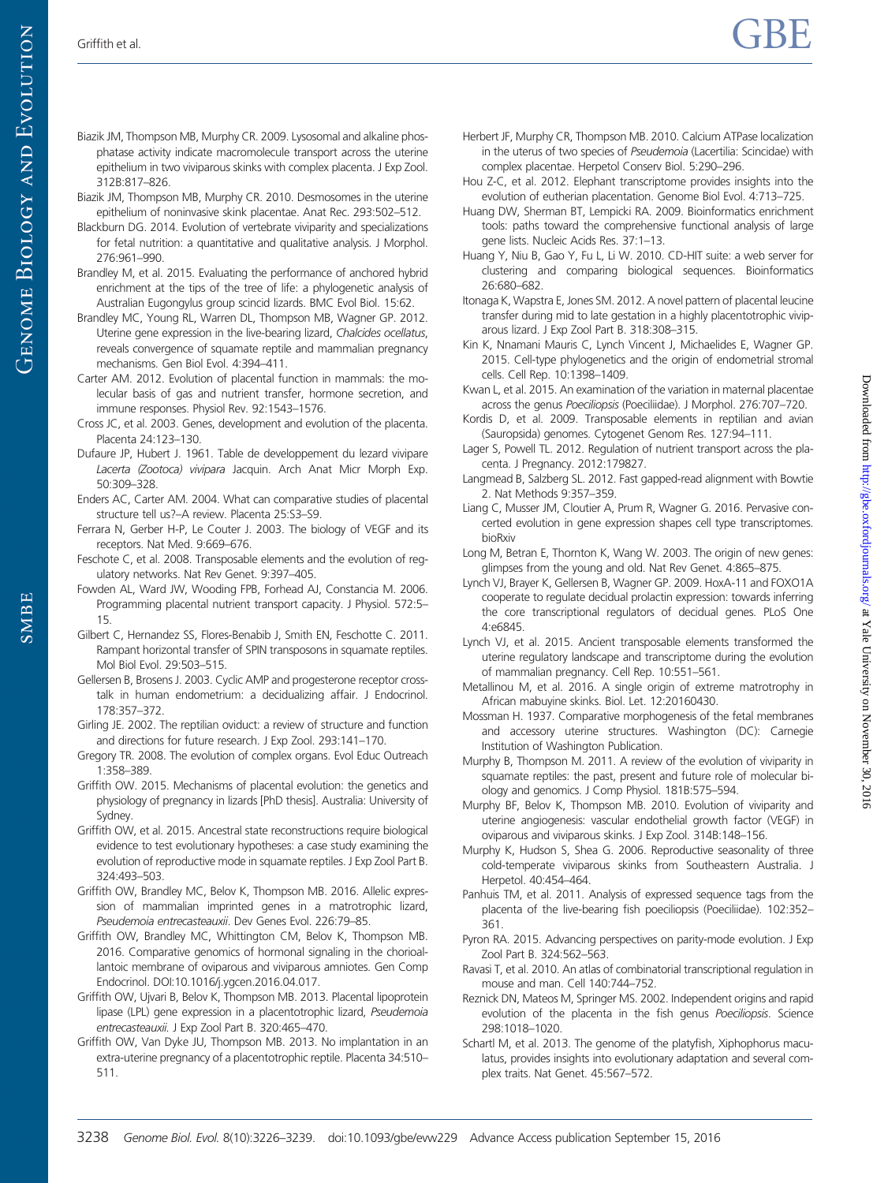Biazik JM, Thompson MB, Murphy CR. 2009. Lysosomal and alkaline phosphatase activity indicate macromolecule transport across the uterine epithelium in two viviparous skinks with complex placenta. J Exp Zool. 312B:817–826.

Biazik JM, Thompson MB, Murphy CR. 2010. Desmosomes in the uterine epithelium of noninvasive skink placentae. Anat Rec. 293:502–512.

Blackburn DG. 2014. Evolution of vertebrate viviparity and specializations for fetal nutrition: a quantitative and qualitative analysis. J Morphol. 276:961–990.

Brandley M, et al. 2015. Evaluating the performance of anchored hybrid enrichment at the tips of the tree of life: a phylogenetic analysis of Australian Eugongylus group scincid lizards. BMC Evol Biol. 15:62.

Brandley MC, Young RL, Warren DL, Thompson MB, Wagner GP. 2012. Uterine gene expression in the live-bearing lizard, *Chalcides ocellatus*, reveals convergence of squamate reptile and mammalian pregnancy mechanisms. Gen Biol Evol. 4:394–411.

Carter AM. 2012. Evolution of placental function in mammals: the molecular basis of gas and nutrient transfer, hormone secretion, and immune responses. Physiol Rev. 92:1543–1576.

Cross JC, et al. 2003. Genes, development and evolution of the placenta. Placenta 24:123–130.

Dufaure JP, Hubert J. 1961. Table de developpement du lezard vivipare *Lacerta (Zootoca) vivipara* Jacquin. Arch Anat Micr Morph Exp. 50:309–328.

Enders AC, Carter AM. 2004. What can comparative studies of placental structure tell us?–A review. Placenta 25:S3–S9.

Ferrara N, Gerber H-P, Le Couter J. 2003. The biology of VEGF and its receptors. Nat Med. 9:669–676.

Feschote C, et al. 2008. Transposable elements and the evolution of regulatory networks. Nat Rev Genet. 9:397–405.

Fowden AL, Ward JW, Wooding FPB, Forhead AJ, Constancia M. 2006. Programming placental nutrient transport capacity. J Physiol. 572:5–15.

Gilbert C, Hernandez SS, Flores-Benabib J, Smith EN, Feschotte C. 2011. Rampant horizontal transfer of SPIN transposons in squamate reptiles. Mol Biol Evol. 29:503–515.

Gellersen B, Brosens J. 2003. Cyclic AMP and progesterone receptor crosstalk in human endometrium: a decidualizing affair. J Endocrinol. 178:357–372.

Girling JE. 2002. The reptilian oviduct: a review of structure and function and directions for future research. J Exp Zool. 293:141–170.

Gregory TR. 2008. The evolution of complex organs. Evol Educ Outreach 1:358–389.

Griffith OW. 2015. Mechanisms of placental evolution: the genetics and physiology of pregnancy in lizards [PhD thesis]. Australia: University of Sydney.

Griffith OW, et al. 2015. Ancestral state reconstructions require biological evidence to test evolutionary hypotheses: a case study examining the evolution of reproductive mode in squamate reptiles. J Exp Zool Part B. 324:493–503.

Griffith OW, Brandley MC, Belov K, Thompson MB. 2016. Allelic expression of mammalian imprinted genes in a matrotrophic lizard, *Pseudemoia entrecasteauxii*. Dev Genes Evol. 226:79–85.

Griffith OW, Brandley MC, Whittington CM, Belov K, Thompson MB. 2016. Comparative genomics of hormonal signaling in the chorioallantoic membrane of oviparous and viviparous amniotes. Gen Comp Endocrinol. DOI:10.1016/j.ygcen.2016.04.017.

Griffith OW, Ujvari B, Belov K, Thompson MB. 2013. Placental lipoprotein lipase (LPL) gene expression in a placentotrophic lizard, *Pseudemoia entrecasteauxii*. J Exp Zool Part B. 320:465–470.

Griffith OW, Van Dyke JU, Thompson MB. 2013. No implantation in an extra-uterine pregnancy of a placentotrophic reptile. Placenta 34:510–511.

Herbert JF, Murphy CR, Thompson MB. 2010. Calcium ATPase localization in the uterus of two species of *Pseudemoia* (Lacertilia: Scincidae) with complex placentae. Herpetol Conserv Biol. 5:290–296.

Hou Z-C, et al. 2012. Elephant transcriptome provides insights into the evolution of eutherian placentation. Genome Biol Evol. 4:713–725.

Huang DW, Sherman BT, Lempicki RA. 2009. Bioinformatics enrichment tools: paths toward the comprehensive functional analysis of large gene lists. Nucleic Acids Res. 37:1–13.

Huang Y, Niu B, Gao Y, Fu L, Li W. 2010. CD-HIT suite: a web server for clustering and comparing biological sequences. Bioinformatics 26:680–682.

Itonaga K, Wapstra E, Jones SM. 2012. A novel pattern of placental leucine transfer during mid to late gestation in a highly placentotrophic viviparous lizard. J Exp Zool Part B. 318:308–315.

Kin K, Nnamani Mauris C, Lynch Vincent J, Michaelides E, Wagner GP. 2015. Cell-type phylogenetics and the origin of endometrial stromal cells. Cell Rep. 10:1398–1409.

Kwan L, et al. 2015. An examination of the variation in maternal placentae across the genus *Poeciliopsis* (Poeciliidae). J Morphol. 276:707–720.

Kordis D, et al. 2009. Transposable elements in reptilian and avian (Sauropsida) genomes. Cytogenet Genom Res. 127:94–111.

Lager S, Powell TL. 2012. Regulation of nutrient transport across the placenta. J Pregnancy. 2012:179827.

Langmead B, Salzberg SL. 2012. Fast gapped-read alignment with Bowtie 2. Nat Methods 9:357–359.

Liang C, Musser JM, Cloutier A, Prum R, Wagner G. 2016. Pervasive concerted evolution in gene expression shapes cell type transcriptomes. bioRxiv

Long M, Betran E, Thornton K, Wang W. 2003. The origin of new genes: glimpses from the young and old. Nat Rev Genet. 4:865–875.

Lynch VJ, Brayer K, Gellersen B, Wagner GP. 2009. HoxA-11 and FOXO1A cooperate to regulate decidual prolactin expression: towards inferring the core transcriptional regulators of decidual genes. PLoS One 4:e6845.

Lynch VJ, et al. 2015. Ancient transposable elements transformed the uterine regulatory landscape and transcriptome during the evolution of mammalian pregnancy. Cell Rep. 10:551–561.

Metallinou M, et al. 2016. A single origin of extreme matrotrophy in African mabuyine skinks. Biol. Let. 12:20160430.

Mossman H. 1937. Comparative morphogenesis of the fetal membranes and accessory uterine structures. Washington (DC): Carnegie Institution of Washington Publication.

Murphy B, Thompson M. 2011. A review of the evolution of viviparity in squamate reptiles: the past, present and future role of molecular biology and genomics. J Comp Physiol. 181B:575–594.

Murphy BF, Belov K, Thompson MB. 2010. Evolution of viviparity and uterine angiogenesis: vascular endothelial growth factor (VEGF) in oviparous and viviparous skinks. J Exp Zool. 314B:148–156.

Murphy K, Hudson S, Shea G. 2006. Reproductive seasonality of three cold-temperate viviparous skinks from Southeastern Australia. J Herpetol. 40:454–464.

Panhuis TM, et al. 2011. Analysis of expressed sequence tags from the placenta of the live-bearing fish poeciliopsis (Poeciliidae). 102:352–361.

Pyron RA. 2015. Advancing perspectives on parity-mode evolution. J Exp Zool Part B. 324:562–563.

Ravasi T, et al. 2010. An atlas of combinatorial transcriptional regulation in mouse and man. Cell 140:744–752.

Reznick DN, Mateos M, Springer MS. 2002. Independent origins and rapid evolution of the placenta in the fish genus *Poeciliopsis*. Science 298:1018–1020.

Schartl M, et al. 2013. The genome of the platyfish, Xiphophorus maculatus, provides insights into evolutionary adaptation and several complex traits. Nat Genet. 45:567–572.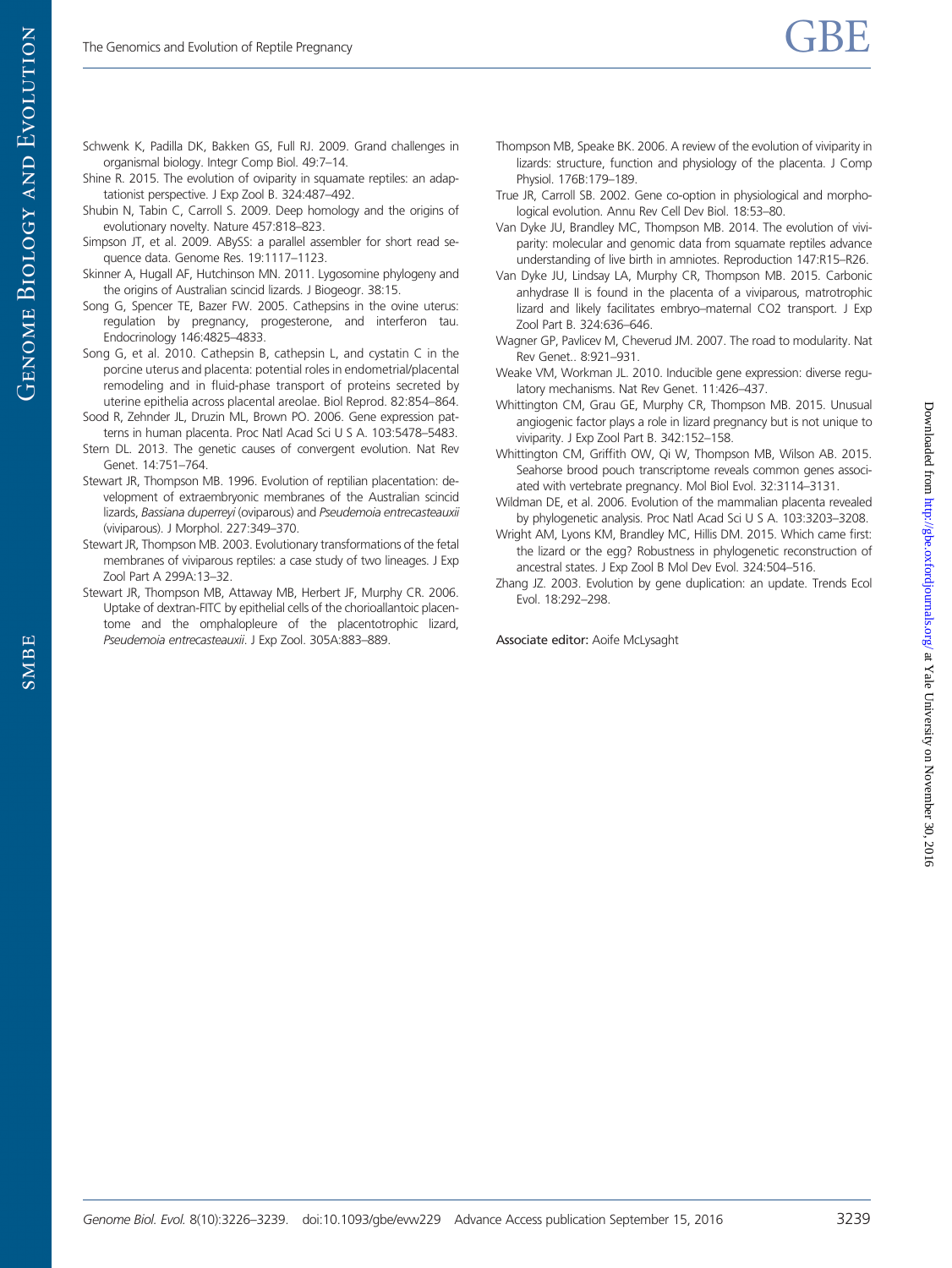Schwenk K, Padilla DK, Bakken GS, Full RJ. 2009. Grand challenges in organismal biology. Integr Comp Biol. 49:7–14.

Shine R. 2015. The evolution of oviparity in squamate reptiles: an adaptationist perspective. J Exp Zool B. 324:487–492.

Shubin N, Tabin C, Carroll S. 2009. Deep homology and the origins of evolutionary novelty. Nature 457:818–823.

Simpson JT, et al. 2009. ABySS: a parallel assembler for short read sequence data. Genome Res. 19:1117–1123.

Skinner A, Hugall AF, Hutchinson MN. 2011. Lygosomine phylogeny and the origins of Australian scincid lizards. J Biogeogr. 38:15.

Song G, Spencer TE, Bazer FW. 2005. Cathepsins in the ovine uterus: regulation by pregnancy, progesterone, and interferon tau. Endocrinology 146:4825–4833.

Song G, et al. 2010. Cathepsin B, cathepsin L, and cystatin C in the porcine uterus and placenta: potential roles in endometrial/placental remodeling and in fluid-phase transport of proteins secreted by uterine epithelia across placental areolae. Biol Reprod. 82:854–864.

Sood R, Zehnder JL, Druzin ML, Brown PO. 2006. Gene expression patterns in human placenta. Proc Natl Acad Sci U S A. 103:5478–5483.

Stern DL. 2013. The genetic causes of convergent evolution. Nat Rev Genet. 14:751–764.

Stewart JR, Thompson MB. 1996. Evolution of reptilian placentation: development of extraembryonic membranes of the Australian scincid lizards, *Bassiana duperreyi* (oviparous) and *Pseudemoia entrecasteauxii* (viviparous). J Morphol. 227:349–370.

Stewart JR, Thompson MB. 2003. Evolutionary transformations of the fetal membranes of viviparous reptiles: a case study of two lineages. J Exp Zool Part A 299A:13–32.

Stewart JR, Thompson MB, Attaway MB, Herbert JF, Murphy CR. 2006. Uptake of dextran-FITC by epithelial cells of the chorioallantoic placentome and the omphalopleure of the placentotrophic lizard, *Pseudemoia entrecasteauxii*. J Exp Zool. 305A:883–889.

Thompson MB, Speake BK. 2006. A review of the evolution of viviparity in lizards: structure, function and physiology of the placenta. J Comp Physiol. 176B:179–189.

True JR, Carroll SB. 2002. Gene co-option in physiological and morphological evolution. Annu Rev Cell Dev Biol. 18:53–80.

Van Dyke JU, Brandley MC, Thompson MB. 2014. The evolution of viviparity: molecular and genomic data from squamate reptiles advance understanding of live birth in amniotes. Reproduction 147:R15–R26.

Van Dyke JU, Lindsay LA, Murphy CR, Thompson MB. 2015. Carbonic anhydrase II is found in the placenta of a viviparous, matrotrophic lizard and likely facilitates embryo–maternal CO2 transport. J Exp Zool Part B. 324:636–646.

Wagner GP, Pavlicev M, Cheverud JM. 2007. The road to modularity. Nat Rev Genet.. 8:921–931.

Weake VM, Workman JL. 2010. Inducible gene expression: diverse regulatory mechanisms. Nat Rev Genet. 11:426–437.

Whittington CM, Grau GE, Murphy CR, Thompson MB. 2015. Unusual angiogenic factor plays a role in lizard pregnancy but is not unique to viviparity. J Exp Zool Part B. 342:152–158.

Whittington CM, Griffith OW, Qi W, Thompson MB, Wilson AB. 2015. Seahorse brood pouch transcriptome reveals common genes associated with vertebrate pregnancy. Mol Biol Evol. 32:3114–3131.

Wildman DE, et al. 2006. Evolution of the mammalian placenta revealed by phylogenetic analysis. Proc Natl Acad Sci U S A. 103:3203–3208.

Wright AM, Lyons KM, Brandley MC, Hillis DM. 2015. Which came first: the lizard or the egg? Robustness in phylogenetic reconstruction of ancestral states. J Exp Zool B Mol Dev Evol. 324:504–516.

Zhang JZ. 2003. Evolution by gene duplication: an update. Trends Ecol Evol. 18:292–298.

Associate editor: Aoife McLysaght